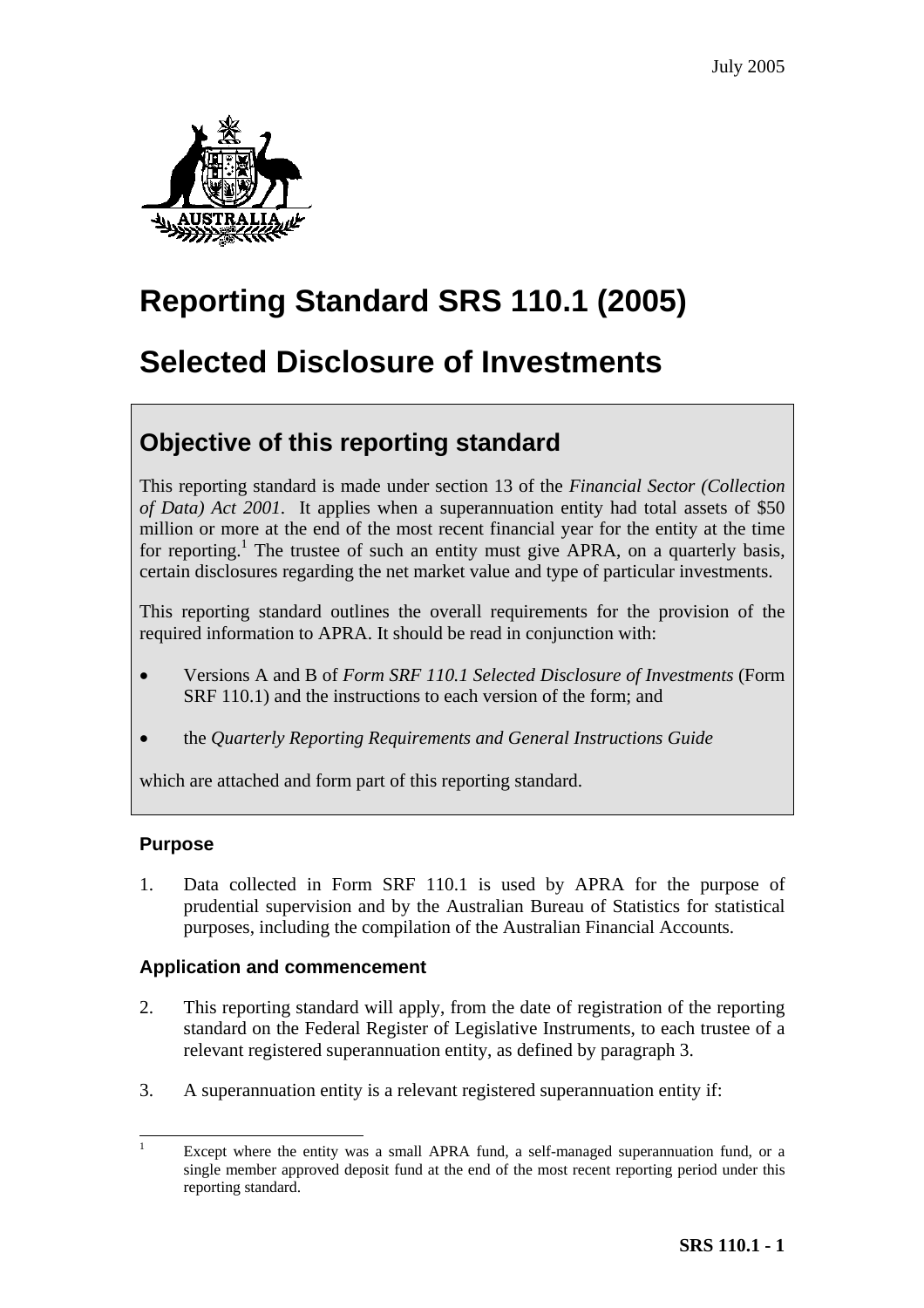July 2005

# Reporting Standard SRS 110.1 (2005)

# Selected Disclosure of Investments

## Objective of this reporting standard

This reporting standard is made under section 13 of the *Financial Sector (Collection of Data) Act 2001*. It applies when a superannuation entity had total assets of $50 million or more at the end of the most recent financial year for the entity at the time for reporting.[1] The trustee of such an entity must give APRA, on a quarterly basis, certain disclosures regarding the net market value and type of particular investments.

This reporting standard outlines the overall requirements for the provision of the required information to APRA. It should be read in conjunction with:

- Versions A and B of *Form SRF 110.1 Selected Disclosure of Investments* (Form SRF 110.1) and the instructions to each version of the form; and
- the *Quarterly Reporting Requirements and General Instructions Guide*

which are attached and form part of this reporting standard.

### Purpose

1. Data collected in Form SRF 110.1 is used by APRA for the purpose of prudential supervision and by the Australian Bureau of Statistics for statistical purposes, including the compilation of the Australian Financial Accounts.

### Application and commencement

2. This reporting standard will apply, from the date of registration of the reporting standard on the Federal Register of Legislative Instruments, to each trustee of a relevant registered superannuation entity, as defined by paragraph 3.

3. A superannuation entity is a relevant registered superannuation entity if:

---

[1] Except where the entity was a small APRA fund, a self-managed superannuation fund, or a single member approved deposit fund at the end of the most recent reporting period under this reporting standard.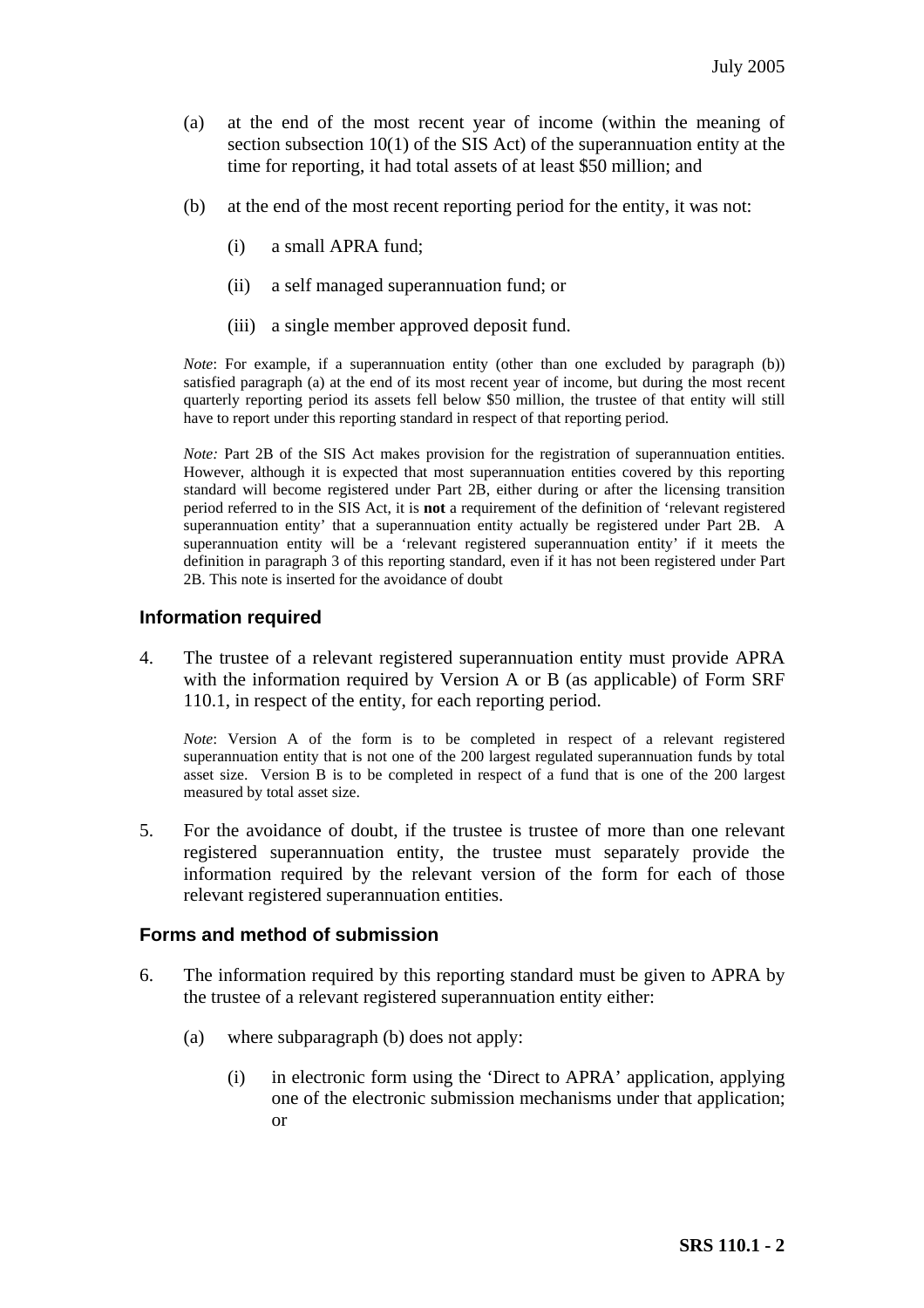(a) at the end of the most recent year of income (within the meaning of section subsection 10(1) of the SIS Act) of the superannuation entity at the time for reporting, it had total assets of at least $50 million; and

(b) at the end of the most recent reporting period for the entity, it was not:

   (i) a small APRA fund;

   (ii) a self managed superannuation fund; or

   (iii) a single member approved deposit fund.

*Note*: For example, if a superannuation entity (other than one excluded by paragraph (b)) satisfied paragraph (a) at the end of its most recent year of income, but during the most recent quarterly reporting period its assets fell below $50 million, the trustee of that entity will still have to report under this reporting standard in respect of that reporting period.

*Note:* Part 2B of the SIS Act makes provision for the registration of superannuation entities. However, although it is expected that most superannuation entities covered by this reporting standard will become registered under Part 2B, either during or after the licensing transition period referred to in the SIS Act, it is **not** a requirement of the definition of 'relevant registered superannuation entity' that a superannuation entity actually be registered under Part 2B. A superannuation entity will be a 'relevant registered superannuation entity' if it meets the definition in paragraph 3 of this reporting standard, even if it has not been registered under Part 2B. This note is inserted for the avoidance of doubt

## Information required

4. The trustee of a relevant registered superannuation entity must provide APRA with the information required by Version A or B (as applicable) of Form SRF 110.1, in respect of the entity, for each reporting period.

   *Note*: Version A of the form is to be completed in respect of a relevant registered superannuation entity that is not one of the 200 largest regulated superannuation funds by total asset size. Version B is to be completed in respect of a fund that is one of the 200 largest measured by total asset size.

5. For the avoidance of doubt, if the trustee is trustee of more than one relevant registered superannuation entity, the trustee must separately provide the information required by the relevant version of the form for each of those relevant registered superannuation entities.

## Forms and method of submission

6. The information required by this reporting standard must be given to APRA by the trustee of a relevant registered superannuation entity either:

   (a) where subparagraph (b) does not apply:

      (i) in electronic form using the 'Direct to APRA' application, applying one of the electronic submission mechanisms under that application; or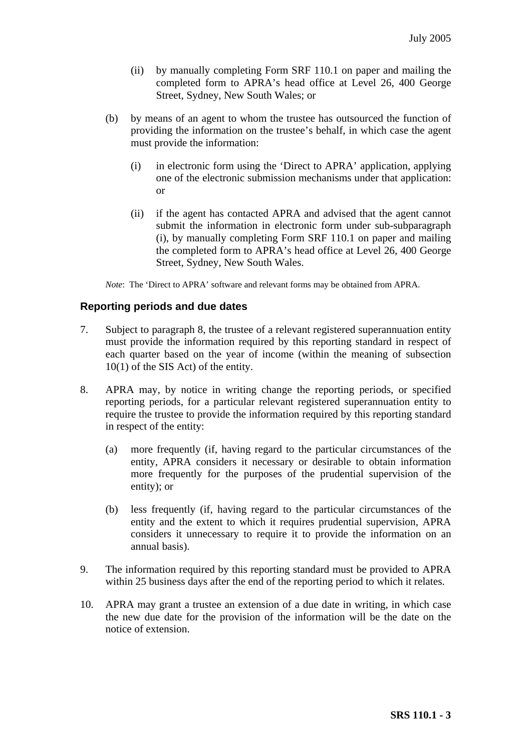(ii) by manually completing Form SRF 110.1 on paper and mailing the completed form to APRA's head office at Level 26, 400 George Street, Sydney, New South Wales; or

(b) by means of an agent to whom the trustee has outsourced the function of providing the information on the trustee's behalf, in which case the agent must provide the information:

  (i) in electronic form using the 'Direct to APRA' application, applying one of the electronic submission mechanisms under that application: or

  (ii) if the agent has contacted APRA and advised that the agent cannot submit the information in electronic form under sub-subparagraph (i), by manually completing Form SRF 110.1 on paper and mailing the completed form to APRA's head office at Level 26, 400 George Street, Sydney, New South Wales.

*Note*: The 'Direct to APRA' software and relevant forms may be obtained from APRA.

### Reporting periods and due dates

7. Subject to paragraph 8, the trustee of a relevant registered superannuation entity must provide the information required by this reporting standard in respect of each quarter based on the year of income (within the meaning of subsection 10(1) of the SIS Act) of the entity.

8. APRA may, by notice in writing change the reporting periods, or specified reporting periods, for a particular relevant registered superannuation entity to require the trustee to provide the information required by this reporting standard in respect of the entity:

   (a) more frequently (if, having regard to the particular circumstances of the entity, APRA considers it necessary or desirable to obtain information more frequently for the purposes of the prudential supervision of the entity); or

   (b) less frequently (if, having regard to the particular circumstances of the entity and the extent to which it requires prudential supervision, APRA considers it unnecessary to require it to provide the information on an annual basis).

9. The information required by this reporting standard must be provided to APRA within 25 business days after the end of the reporting period to which it relates.

10. APRA may grant a trustee an extension of a due date in writing, in which case the new due date for the provision of the information will be the date on the notice of extension.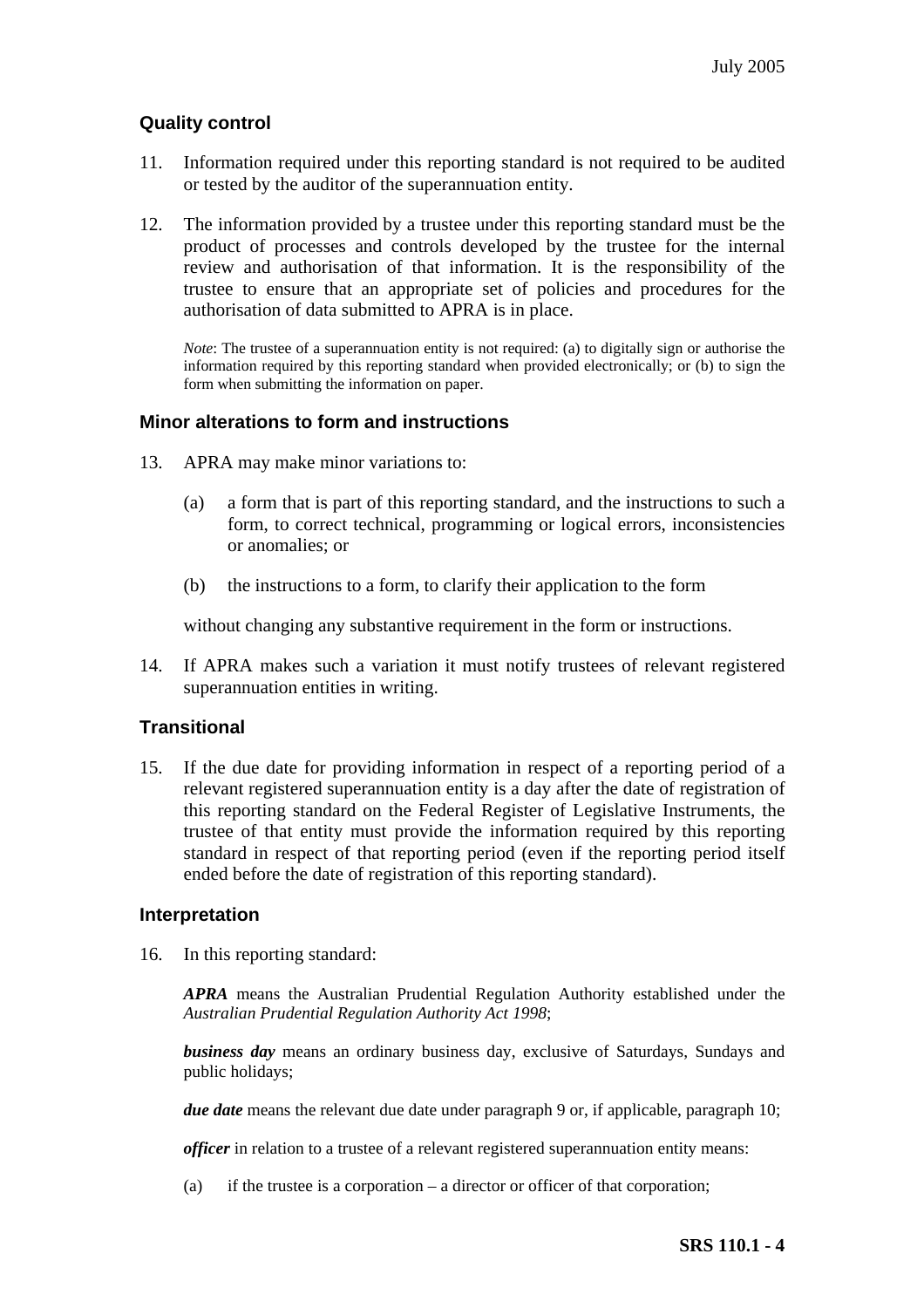## Quality control

11. Information required under this reporting standard is not required to be audited or tested by the auditor of the superannuation entity.

12. The information provided by a trustee under this reporting standard must be the product of processes and controls developed by the trustee for the internal review and authorisation of that information. It is the responsibility of the trustee to ensure that an appropriate set of policies and procedures for the authorisation of data submitted to APRA is in place.

    *Note*: The trustee of a superannuation entity is not required: (a) to digitally sign or authorise the information required by this reporting standard when provided electronically; or (b) to sign the form when submitting the information on paper.

## Minor alterations to form and instructions

13. APRA may make minor variations to:

    (a) a form that is part of this reporting standard, and the instructions to such a form, to correct technical, programming or logical errors, inconsistencies or anomalies; or

    (b) the instructions to a form, to clarify their application to the form

    without changing any substantive requirement in the form or instructions.

14. If APRA makes such a variation it must notify trustees of relevant registered superannuation entities in writing.

## Transitional

15. If the due date for providing information in respect of a reporting period of a relevant registered superannuation entity is a day after the date of registration of this reporting standard on the Federal Register of Legislative Instruments, the trustee of that entity must provide the information required by this reporting standard in respect of that reporting period (even if the reporting period itself ended before the date of registration of this reporting standard).

## Interpretation

16. In this reporting standard:

    ***APRA*** means the Australian Prudential Regulation Authority established under the *Australian Prudential Regulation Authority Act 1998*;

    ***business day*** means an ordinary business day, exclusive of Saturdays, Sundays and public holidays;

    ***due date*** means the relevant due date under paragraph 9 or, if applicable, paragraph 10;

    ***officer*** in relation to a trustee of a relevant registered superannuation entity means:

    (a) if the trustee is a corporation – a director or officer of that corporation;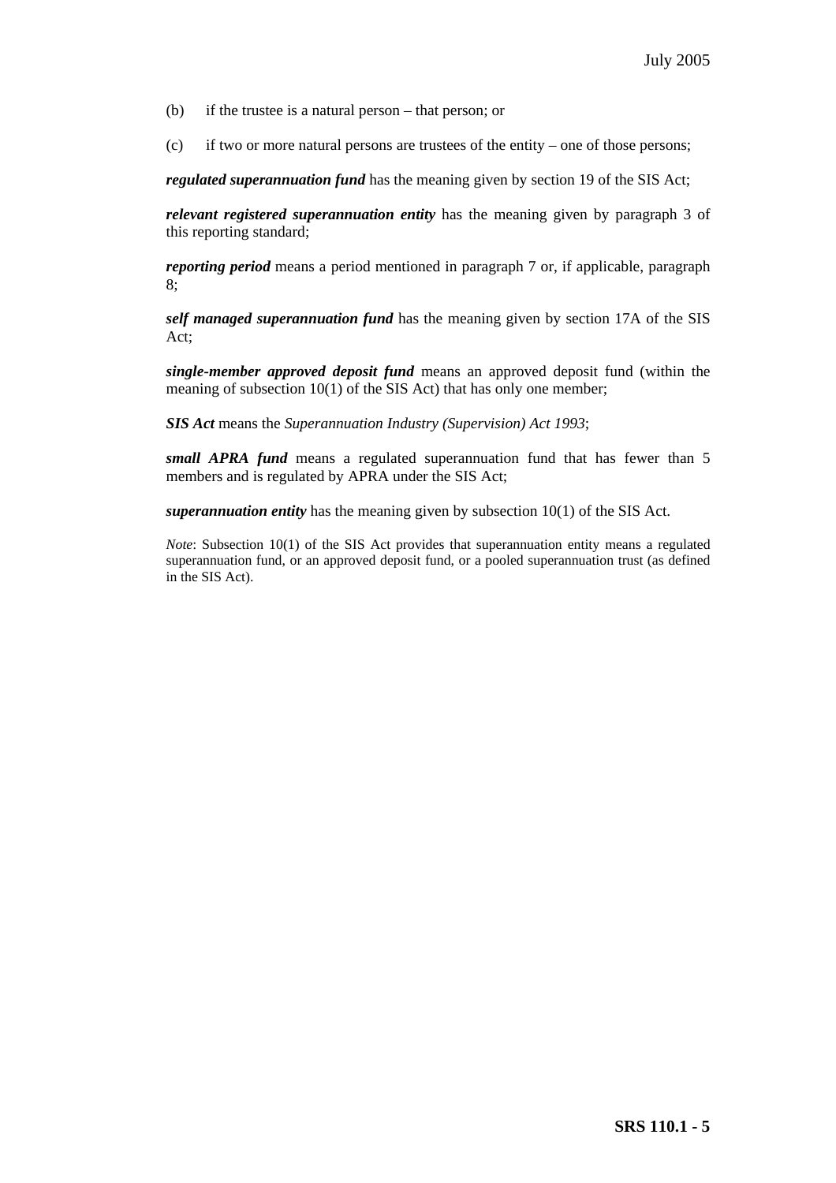(b) if the trustee is a natural person – that person; or

(c) if two or more natural persons are trustees of the entity – one of those persons;

***regulated superannuation fund*** has the meaning given by section 19 of the SIS Act;

***relevant registered superannuation entity*** has the meaning given by paragraph 3 of this reporting standard;

***reporting period*** means a period mentioned in paragraph 7 or, if applicable, paragraph 8;

***self managed superannuation fund*** has the meaning given by section 17A of the SIS Act;

***single-member approved deposit fund*** means an approved deposit fund (within the meaning of subsection 10(1) of the SIS Act) that has only one member;

***SIS Act*** means the *Superannuation Industry (Supervision) Act 1993*;

***small APRA fund*** means a regulated superannuation fund that has fewer than 5 members and is regulated by APRA under the SIS Act;

***superannuation entity*** has the meaning given by subsection 10(1) of the SIS Act.

*Note*: Subsection 10(1) of the SIS Act provides that superannuation entity means a regulated superannuation fund, or an approved deposit fund, or a pooled superannuation trust (as defined in the SIS Act).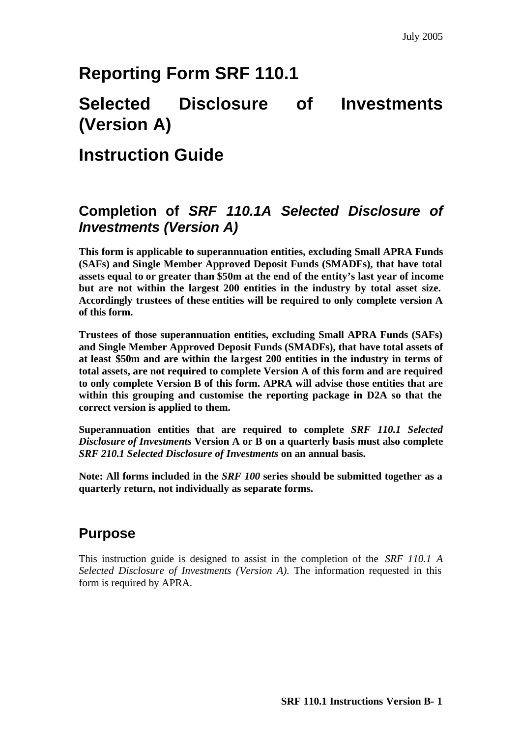July 2005

# Reporting Form SRF 110.1

# Selected Disclosure of Investments (Version A)

# Instruction Guide

## Completion of *SRF 110.1A Selected Disclosure of Investments (Version A)*

**This form is applicable to superannuation entities, excluding Small APRA Funds (SAFs) and Single Member Approved Deposit Funds (SMADFs), that have total assets equal to or greater than $50m at the end of the entity's last year of income but are not within the largest 200 entities in the industry by total asset size. Accordingly trustees of these entities will be required to only complete version A of this form.**

**Trustees of those superannuation entities, excluding Small APRA Funds (SAFs) and Single Member Approved Deposit Funds (SMADFs), that have total assets of at least $50m and are within the largest 200 entities in the industry in terms of total assets, are not required to complete Version A of this form and are required to only complete Version B of this form. APRA will advise those entities that are within this grouping and customise the reporting package in D2A so that the correct version is applied to them.**

**Superannuation entities that are required to complete *SRF 110.1 Selected Disclosure of Investments* Version A or B on a quarterly basis must also complete *SRF 210.1 Selected Disclosure of Investments* on an annual basis.**

**Note: All forms included in the *SRF 100* series should be submitted together as a quarterly return, not individually as separate forms.**

## Purpose

This instruction guide is designed to assist in the completion of the *SRF 110.1 A Selected Disclosure of Investments (Version A).* The information requested in this form is required by APRA.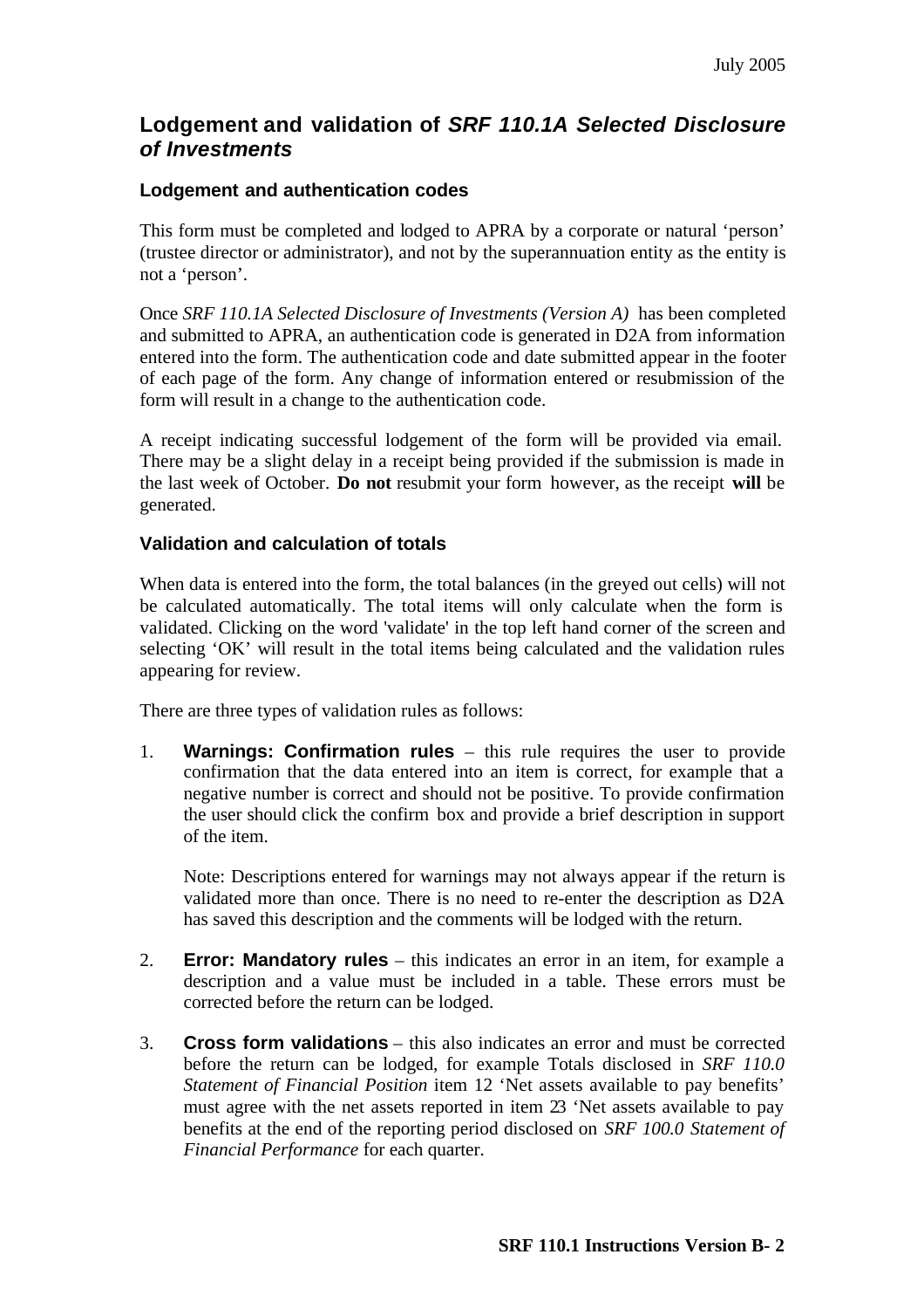## Lodgement and validation of *SRF 110.1A Selected Disclosure of Investments*

### Lodgement and authentication codes

This form must be completed and lodged to APRA by a corporate or natural 'person' (trustee director or administrator), and not by the superannuation entity as the entity is not a 'person'.

Once *SRF 110.1A Selected Disclosure of Investments (Version A)* has been completed and submitted to APRA, an authentication code is generated in D2A from information entered into the form. The authentication code and date submitted appear in the footer of each page of the form. Any change of information entered or resubmission of the form will result in a change to the authentication code.

A receipt indicating successful lodgement of the form will be provided via email. There may be a slight delay in a receipt being provided if the submission is made in the last week of October. **Do not** resubmit your form however, as the receipt **will** be generated.

### Validation and calculation of totals

When data is entered into the form, the total balances (in the greyed out cells) will not be calculated automatically. The total items will only calculate when the form is validated. Clicking on the word 'validate' in the top left hand corner of the screen and selecting 'OK' will result in the total items being calculated and the validation rules appearing for review.

There are three types of validation rules as follows:

1. **Warnings: Confirmation rules** – this rule requires the user to provide confirmation that the data entered into an item is correct, for example that a negative number is correct and should not be positive. To provide confirmation the user should click the confirm box and provide a brief description in support of the item.

   Note: Descriptions entered for warnings may not always appear if the return is validated more than once. There is no need to re-enter the description as D2A has saved this description and the comments will be lodged with the return.

2. **Error: Mandatory rules** – this indicates an error in an item, for example a description and a value must be included in a table. These errors must be corrected before the return can be lodged.

3. **Cross form validations** – this also indicates an error and must be corrected before the return can be lodged, for example Totals disclosed in *SRF 110.0 Statement of Financial Position* item 12 'Net assets available to pay benefits' must agree with the net assets reported in item 23 'Net assets available to pay benefits at the end of the reporting period disclosed on *SRF 100.0 Statement of Financial Performance* for each quarter.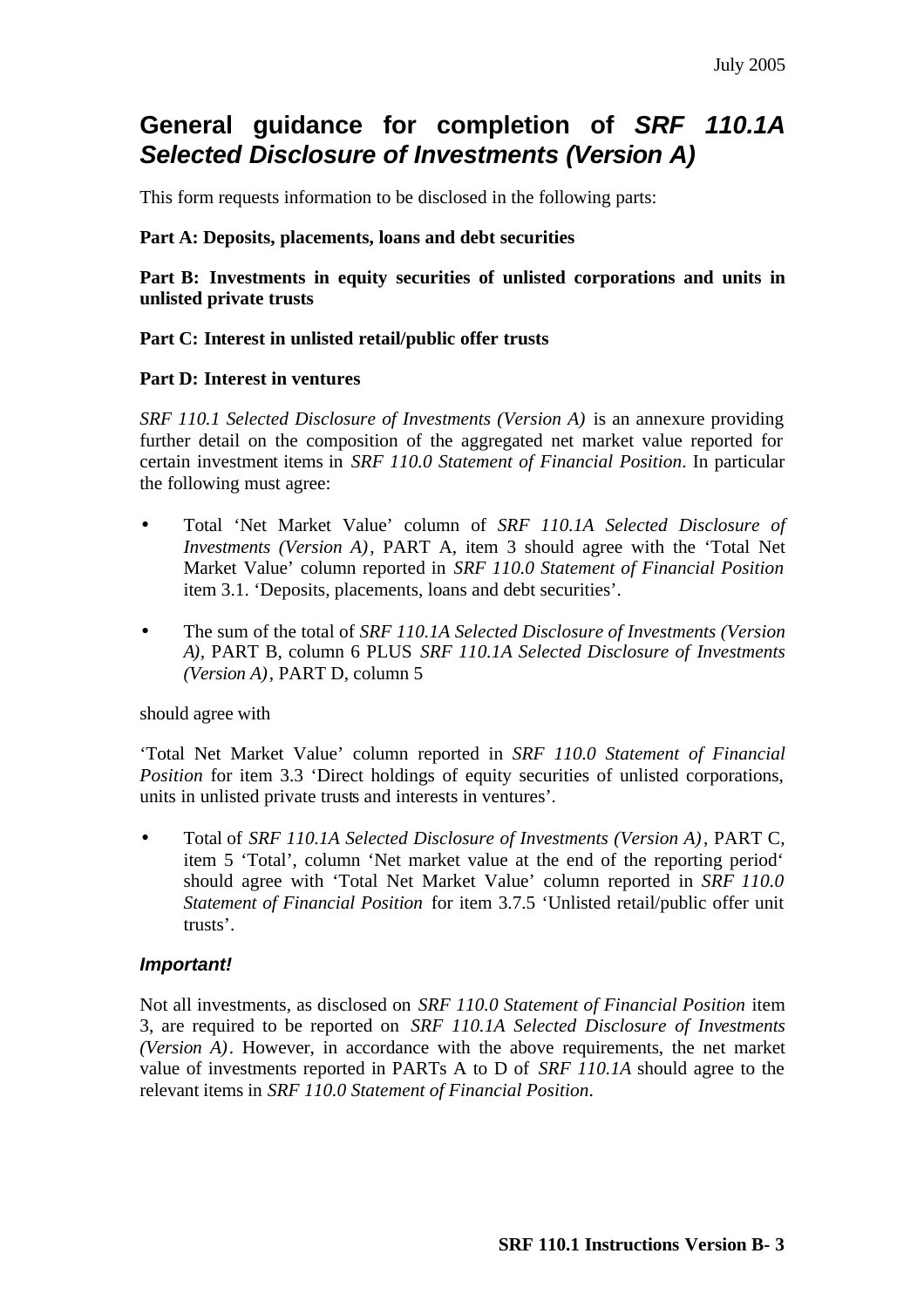# General guidance for completion of *SRF 110.1A Selected Disclosure of Investments (Version A)*

This form requests information to be disclosed in the following parts:

**Part A: Deposits, placements, loans and debt securities**

**Part B: Investments in equity securities of unlisted corporations and units in unlisted private trusts**

**Part C: Interest in unlisted retail/public offer trusts**

**Part D: Interest in ventures**

*SRF 110.1 Selected Disclosure of Investments (Version A)* is an annexure providing further detail on the composition of the aggregated net market value reported for certain investment items in *SRF 110.0 Statement of Financial Position*. In particular the following must agree:

- Total 'Net Market Value' column of *SRF 110.1A Selected Disclosure of Investments (Version A)*, PART A, item 3 should agree with the 'Total Net Market Value' column reported in *SRF 110.0 Statement of Financial Position* item 3.1. 'Deposits, placements, loans and debt securities'.

- The sum of the total of *SRF 110.1A Selected Disclosure of Investments (Version A)*, PART B, column 6 PLUS *SRF 110.1A Selected Disclosure of Investments (Version A)*, PART D, column 5

should agree with

'Total Net Market Value' column reported in *SRF 110.0 Statement of Financial Position* for item 3.3 'Direct holdings of equity securities of unlisted corporations, units in unlisted private trusts and interests in ventures'.

- Total of *SRF 110.1A Selected Disclosure of Investments (Version A)*, PART C, item 5 'Total', column 'Net market value at the end of the reporting period' should agree with 'Total Net Market Value' column reported in *SRF 110.0 Statement of Financial Position* for item 3.7.5 'Unlisted retail/public offer unit trusts'.

***Important!***

Not all investments, as disclosed on *SRF 110.0 Statement of Financial Position* item 3, are required to be reported on *SRF 110.1A Selected Disclosure of Investments (Version A)*. However, in accordance with the above requirements, the net market value of investments reported in PARTs A to D of *SRF 110.1A* should agree to the relevant items in *SRF 110.0 Statement of Financial Position*.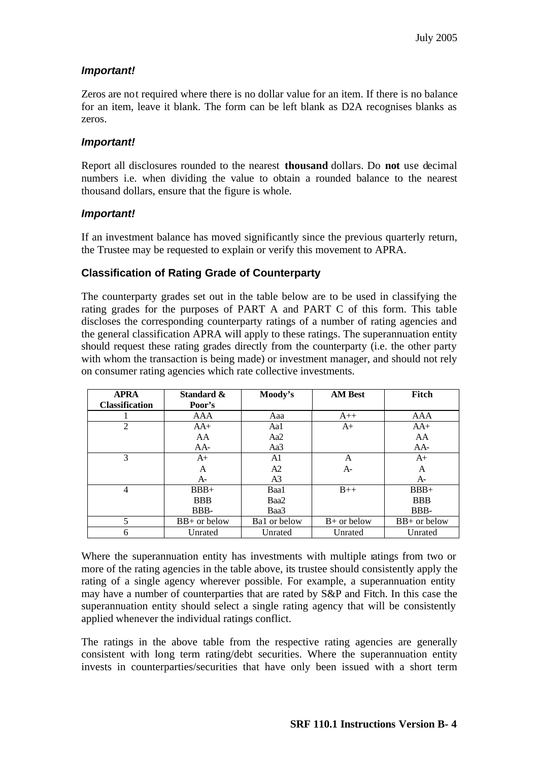***Important!***

Zeros are not required where there is no dollar value for an item. If there is no balance for an item, leave it blank. The form can be left blank as D2A recognises blanks as zeros.

***Important!***

Report all disclosures rounded to the nearest **thousand** dollars. Do **not** use decimal numbers i.e. when dividing the value to obtain a rounded balance to the nearest thousand dollars, ensure that the figure is whole.

***Important!***

If an investment balance has moved significantly since the previous quarterly return, the Trustee may be requested to explain or verify this movement to APRA.

### Classification of Rating Grade of Counterparty

The counterparty grades set out in the table below are to be used in classifying the rating grades for the purposes of PART A and PART C of this form. This table discloses the corresponding counterparty ratings of a number of rating agencies and the general classification APRA will apply to these ratings. The superannuation entity should request these rating grades directly from the counterparty (i.e. the other party with whom the transaction is being made) or investment manager, and should not rely on consumer rating agencies which rate collective investments.

| APRA Classification | Standard & Poor's | Moody's | AM Best | Fitch |
|---|---|---|---|---|
| 1 | AAA | Aaa | A++ | AAA |
| 2 | AA+<br>AA<br>AA- | Aa1<br>Aa2<br>Aa3 | A+ | AA+<br>AA<br>AA- |
| 3 | A+<br>A<br>A- | A1<br>A2<br>A3 | A<br>A- | A+<br>A<br>A- |
| 4 | BBB+<br>BBB<br>BBB- | Baa1<br>Baa2<br>Baa3 | B++ | BBB+<br>BBB<br>BBB- |
| 5 | BB+ or below | Ba1 or below | B+ or below | BB+ or below |
| 6 | Unrated | Unrated | Unrated | Unrated |

Where the superannuation entity has investments with multiple ratings from two or more of the rating agencies in the table above, its trustee should consistently apply the rating of a single agency wherever possible. For example, a superannuation entity may have a number of counterparties that are rated by S&P and Fitch. In this case the superannuation entity should select a single rating agency that will be consistently applied whenever the individual ratings conflict.

The ratings in the above table from the respective rating agencies are generally consistent with long term rating/debt securities. Where the superannuation entity invests in counterparties/securities that have only been issued with a short term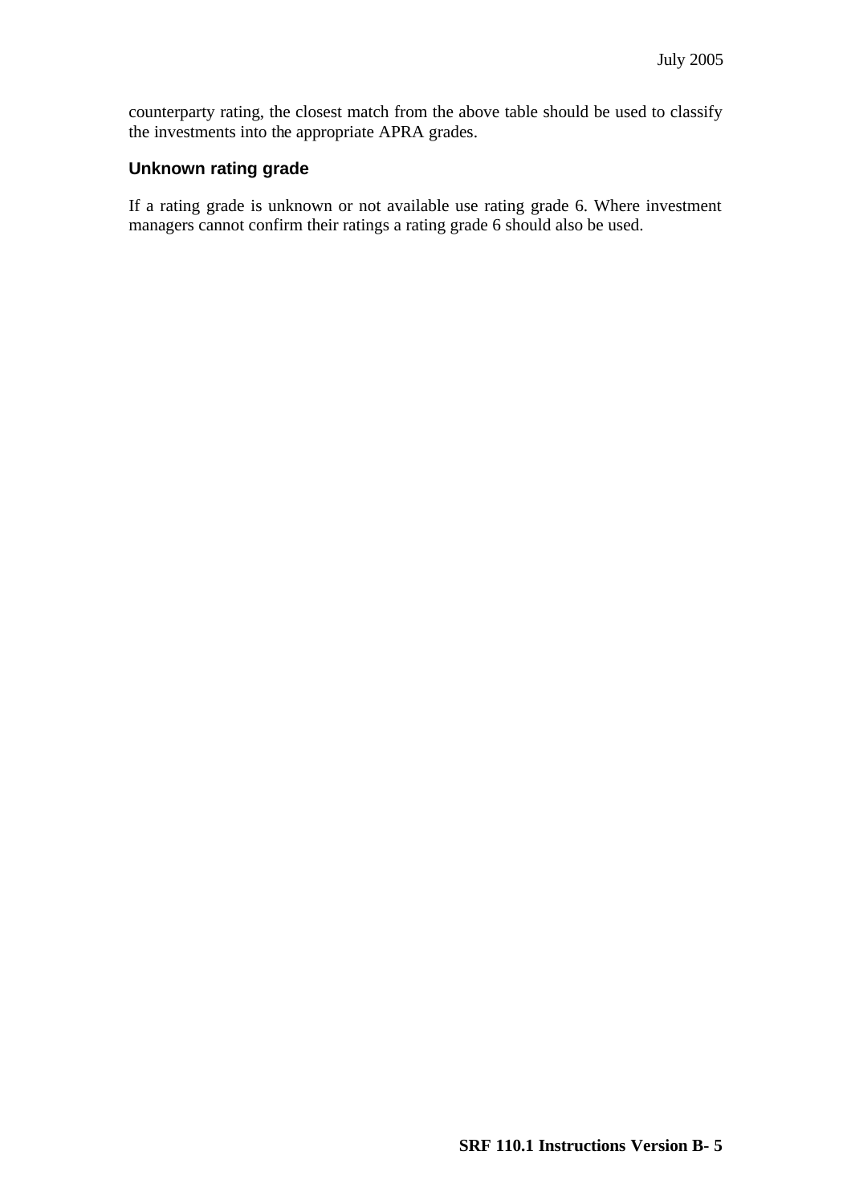counterparty rating, the closest match from the above table should be used to classify the investments into the appropriate APRA grades.

### Unknown rating grade

If a rating grade is unknown or not available use rating grade 6. Where investment managers cannot confirm their ratings a rating grade 6 should also be used.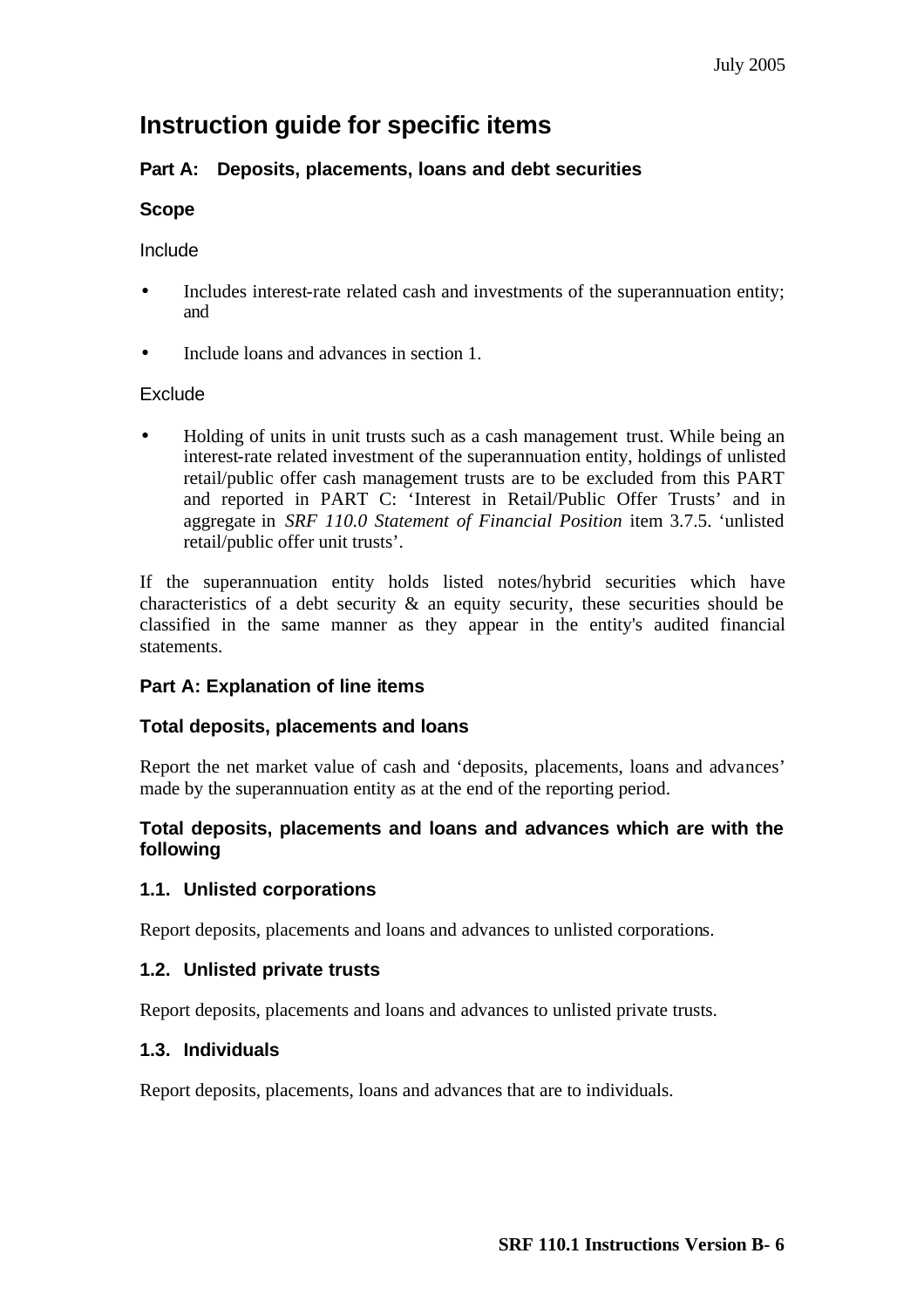# Instruction guide for specific items

## Part A: Deposits, placements, loans and debt securities

### Scope

Include

- Includes interest-rate related cash and investments of the superannuation entity; and
- Include loans and advances in section 1.

Exclude

- Holding of units in unit trusts such as a cash management trust. While being an interest-rate related investment of the superannuation entity, holdings of unlisted retail/public offer cash management trusts are to be excluded from this PART and reported in PART C: 'Interest in Retail/Public Offer Trusts' and in aggregate in *SRF 110.0 Statement of Financial Position* item 3.7.5. 'unlisted retail/public offer unit trusts'.

If the superannuation entity holds listed notes/hybrid securities which have characteristics of a debt security & an equity security, these securities should be classified in the same manner as they appear in the entity's audited financial statements.

### Part A: Explanation of line items

### Total deposits, placements and loans

Report the net market value of cash and 'deposits, placements, loans and advances' made by the superannuation entity as at the end of the reporting period.

### Total deposits, placements and loans and advances which are with the following

### 1.1. Unlisted corporations

Report deposits, placements and loans and advances to unlisted corporations.

### 1.2. Unlisted private trusts

Report deposits, placements and loans and advances to unlisted private trusts.

### 1.3. Individuals

Report deposits, placements, loans and advances that are to individuals.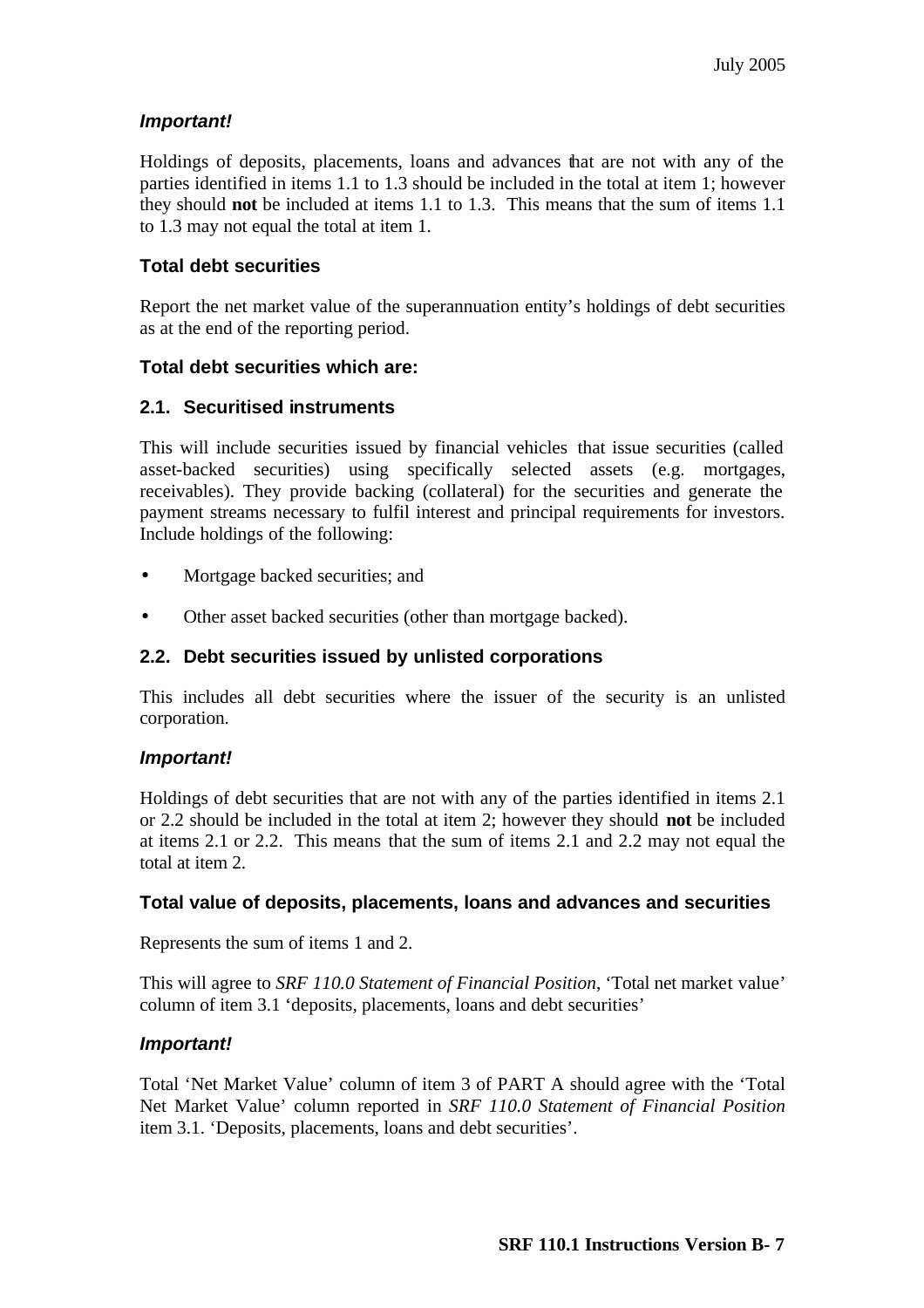***Important!***

Holdings of deposits, placements, loans and advances that are not with any of the parties identified in items 1.1 to 1.3 should be included in the total at item 1; however they should **not** be included at items 1.1 to 1.3. This means that the sum of items 1.1 to 1.3 may not equal the total at item 1.

### Total debt securities

Report the net market value of the superannuation entity's holdings of debt securities as at the end of the reporting period.

### Total debt securities which are:

### 2.1. Securitised instruments

This will include securities issued by financial vehicles that issue securities (called asset-backed securities) using specifically selected assets (e.g. mortgages, receivables). They provide backing (collateral) for the securities and generate the payment streams necessary to fulfil interest and principal requirements for investors. Include holdings of the following:

- Mortgage backed securities; and
- Other asset backed securities (other than mortgage backed).

### 2.2. Debt securities issued by unlisted corporations

This includes all debt securities where the issuer of the security is an unlisted corporation.

***Important!***

Holdings of debt securities that are not with any of the parties identified in items 2.1 or 2.2 should be included in the total at item 2; however they should **not** be included at items 2.1 or 2.2. This means that the sum of items 2.1 and 2.2 may not equal the total at item 2.

### Total value of deposits, placements, loans and advances and securities

Represents the sum of items 1 and 2.

This will agree to *SRF 110.0 Statement of Financial Position*, 'Total net market value' column of item 3.1 'deposits, placements, loans and debt securities'

***Important!***

Total 'Net Market Value' column of item 3 of PART A should agree with the 'Total Net Market Value' column reported in *SRF 110.0 Statement of Financial Position* item 3.1. 'Deposits, placements, loans and debt securities'.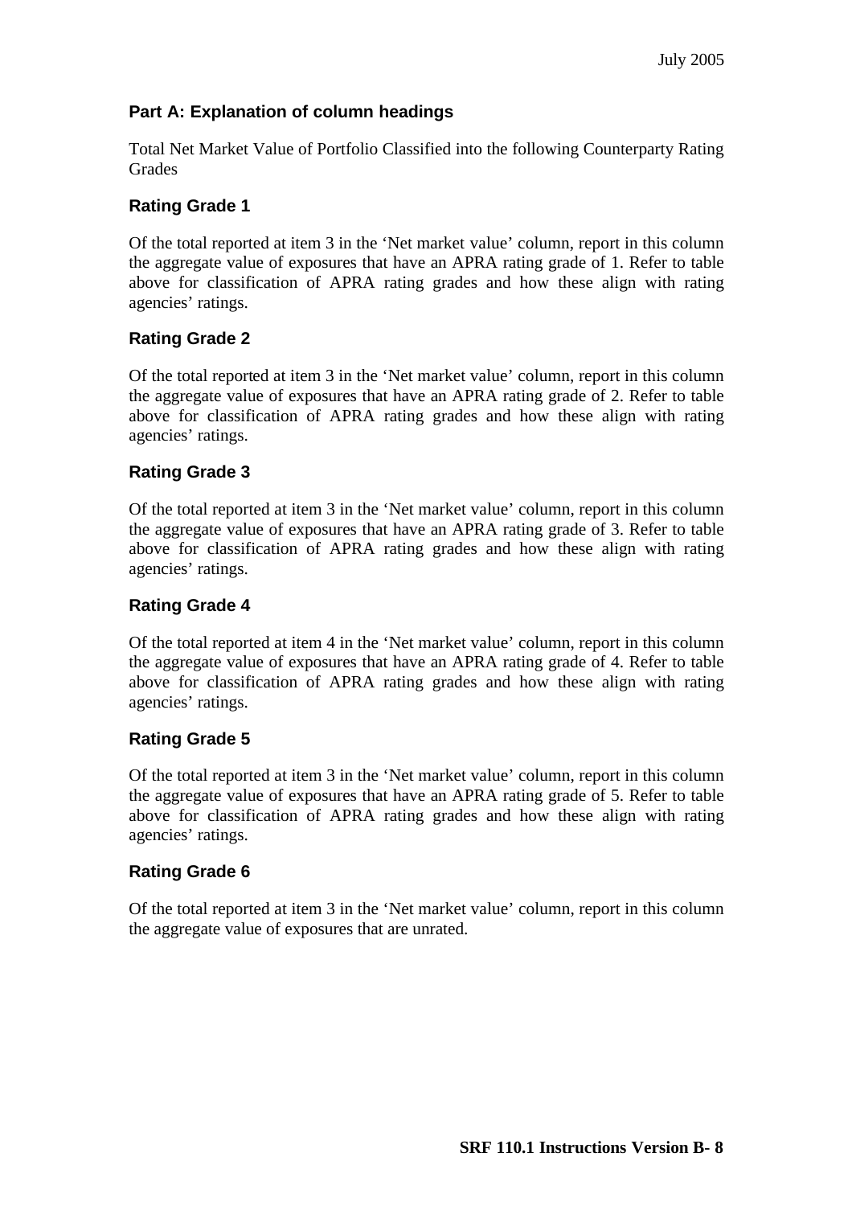## Part A: Explanation of column headings

Total Net Market Value of Portfolio Classified into the following Counterparty Rating Grades

### Rating Grade 1

Of the total reported at item 3 in the 'Net market value' column, report in this column the aggregate value of exposures that have an APRA rating grade of 1. Refer to table above for classification of APRA rating grades and how these align with rating agencies' ratings.

### Rating Grade 2

Of the total reported at item 3 in the 'Net market value' column, report in this column the aggregate value of exposures that have an APRA rating grade of 2. Refer to table above for classification of APRA rating grades and how these align with rating agencies' ratings.

### Rating Grade 3

Of the total reported at item 3 in the 'Net market value' column, report in this column the aggregate value of exposures that have an APRA rating grade of 3. Refer to table above for classification of APRA rating grades and how these align with rating agencies' ratings.

### Rating Grade 4

Of the total reported at item 4 in the 'Net market value' column, report in this column the aggregate value of exposures that have an APRA rating grade of 4. Refer to table above for classification of APRA rating grades and how these align with rating agencies' ratings.

### Rating Grade 5

Of the total reported at item 3 in the 'Net market value' column, report in this column the aggregate value of exposures that have an APRA rating grade of 5. Refer to table above for classification of APRA rating grades and how these align with rating agencies' ratings.

### Rating Grade 6

Of the total reported at item 3 in the 'Net market value' column, report in this column the aggregate value of exposures that are unrated.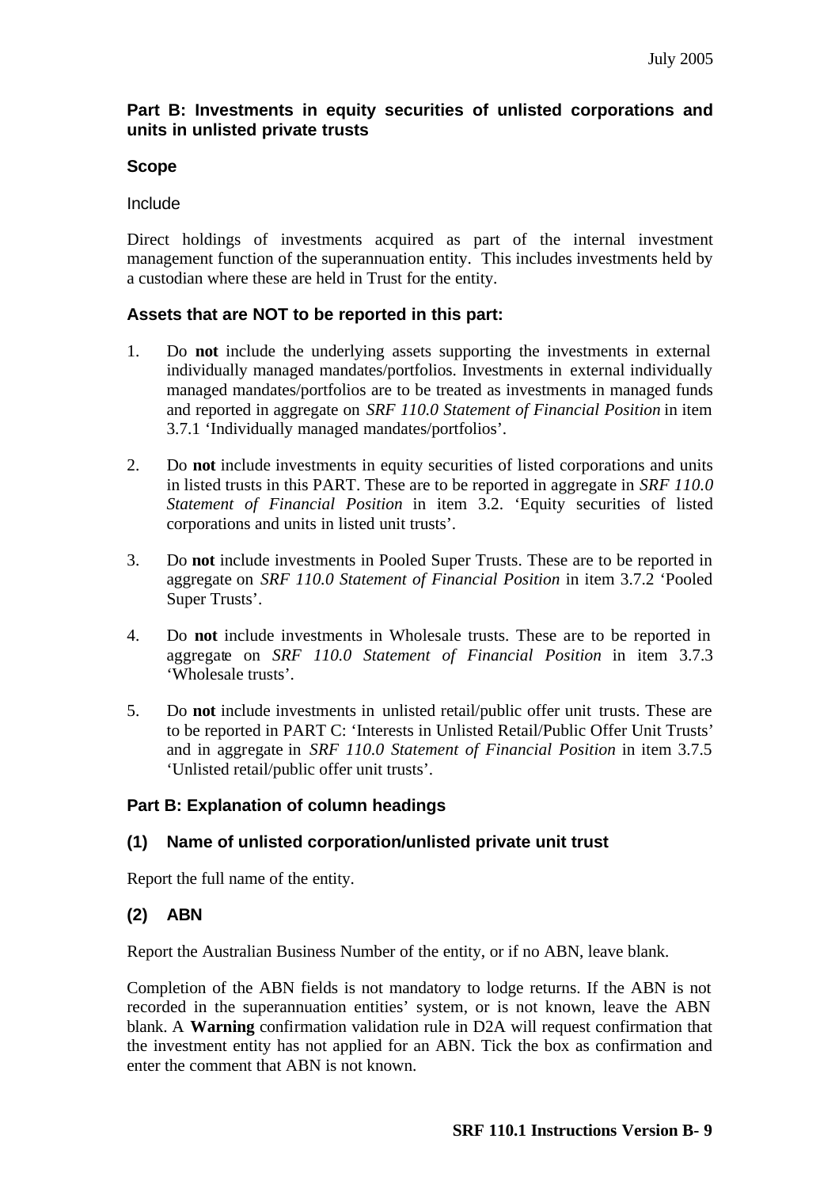## Part B: Investments in equity securities of unlisted corporations and units in unlisted private trusts

### Scope

Include

Direct holdings of investments acquired as part of the internal investment management function of the superannuation entity. This includes investments held by a custodian where these are held in Trust for the entity.

### Assets that are NOT to be reported in this part:

1. Do **not** include the underlying assets supporting the investments in external individually managed mandates/portfolios. Investments in external individually managed mandates/portfolios are to be treated as investments in managed funds and reported in aggregate on *SRF 110.0 Statement of Financial Position* in item 3.7.1 'Individually managed mandates/portfolios'.

2. Do **not** include investments in equity securities of listed corporations and units in listed trusts in this PART. These are to be reported in aggregate in *SRF 110.0 Statement of Financial Position* in item 3.2. 'Equity securities of listed corporations and units in listed unit trusts'.

3. Do **not** include investments in Pooled Super Trusts. These are to be reported in aggregate on *SRF 110.0 Statement of Financial Position* in item 3.7.2 'Pooled Super Trusts'.

4. Do **not** include investments in Wholesale trusts. These are to be reported in aggregate on *SRF 110.0 Statement of Financial Position* in item 3.7.3 'Wholesale trusts'.

5. Do **not** include investments in unlisted retail/public offer unit trusts. These are to be reported in PART C: 'Interests in Unlisted Retail/Public Offer Unit Trusts' and in aggregate in *SRF 110.0 Statement of Financial Position* in item 3.7.5 'Unlisted retail/public offer unit trusts'.

### Part B: Explanation of column headings

### (1) Name of unlisted corporation/unlisted private unit trust

Report the full name of the entity.

### (2) ABN

Report the Australian Business Number of the entity, or if no ABN, leave blank.

Completion of the ABN fields is not mandatory to lodge returns. If the ABN is not recorded in the superannuation entities' system, or is not known, leave the ABN blank. A **Warning** confirmation validation rule in D2A will request confirmation that the investment entity has not applied for an ABN. Tick the box as confirmation and enter the comment that ABN is not known.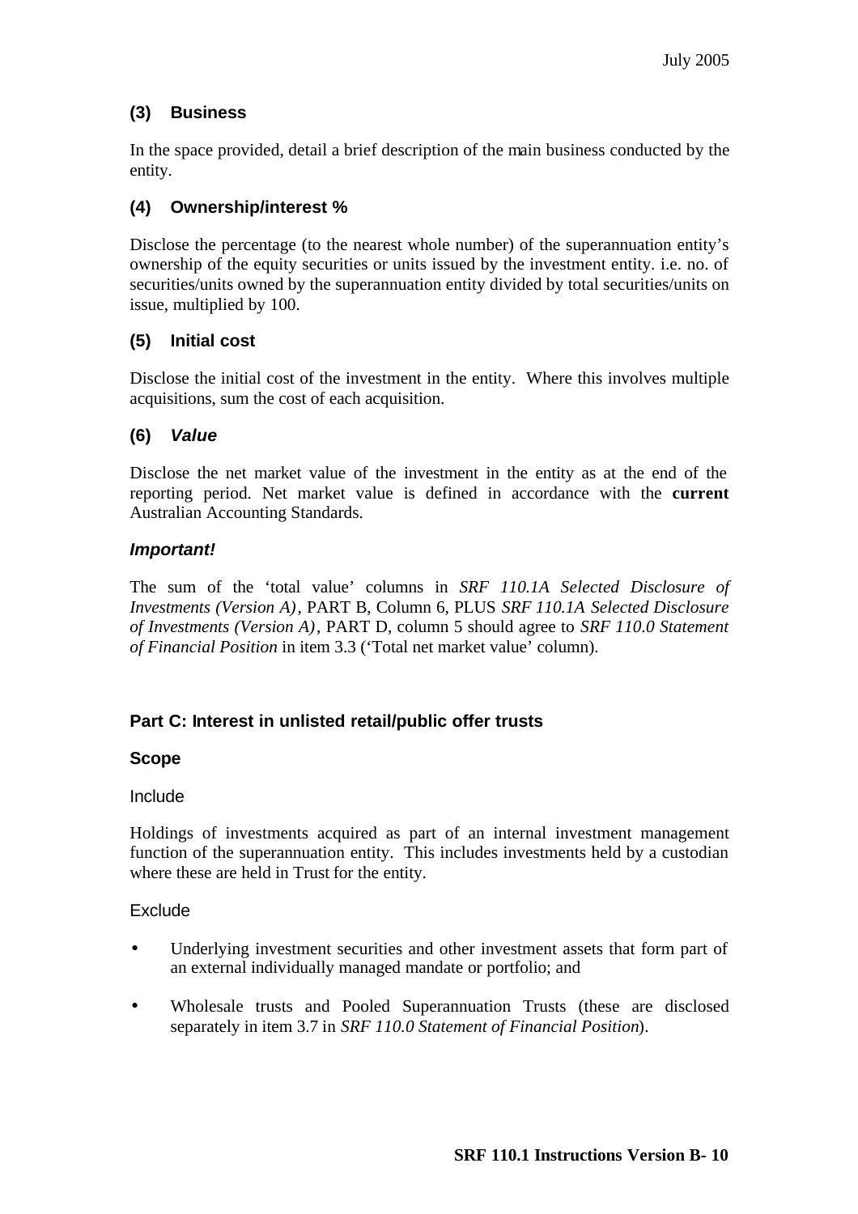### (3) Business

In the space provided, detail a brief description of the main business conducted by the entity.

### (4) Ownership/interest %

Disclose the percentage (to the nearest whole number) of the superannuation entity's ownership of the equity securities or units issued by the investment entity. i.e. no. of securities/units owned by the superannuation entity divided by total securities/units on issue, multiplied by 100.

### (5) Initial cost

Disclose the initial cost of the investment in the entity. Where this involves multiple acquisitions, sum the cost of each acquisition.

### (6) *Value*

Disclose the net market value of the investment in the entity as at the end of the reporting period. Net market value is defined in accordance with the **current** Australian Accounting Standards.

#### *Important!*

The sum of the 'total value' columns in *SRF 110.1A Selected Disclosure of Investments (Version A)*, PART B, Column 6, PLUS *SRF 110.1A Selected Disclosure of Investments (Version A)*, PART D, column 5 should agree to *SRF 110.0 Statement of Financial Position* in item 3.3 ('Total net market value' column).

## Part C: Interest in unlisted retail/public offer trusts

### Scope

Include

Holdings of investments acquired as part of an internal investment management function of the superannuation entity. This includes investments held by a custodian where these are held in Trust for the entity.

Exclude

- Underlying investment securities and other investment assets that form part of an external individually managed mandate or portfolio; and
- Wholesale trusts and Pooled Superannuation Trusts (these are disclosed separately in item 3.7 in *SRF 110.0 Statement of Financial Position*).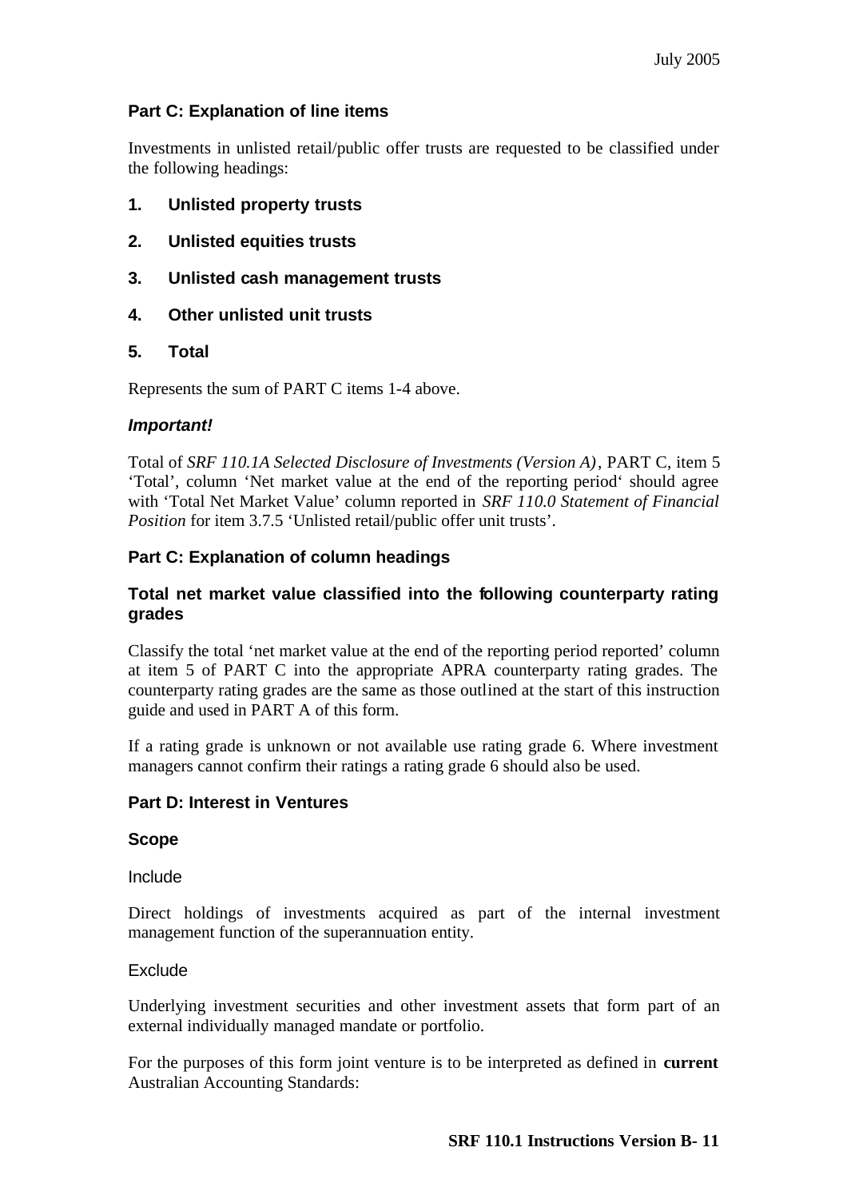### Part C: Explanation of line items

Investments in unlisted retail/public offer trusts are requested to be classified under the following headings:

**1. Unlisted property trusts**

**2. Unlisted equities trusts**

**3. Unlisted cash management trusts**

**4. Other unlisted unit trusts**

**5. Total**

Represents the sum of PART C items 1-4 above.

***Important!***

Total of *SRF 110.1A Selected Disclosure of Investments (Version A)*, PART C, item 5 'Total', column 'Net market value at the end of the reporting period' should agree with 'Total Net Market Value' column reported in *SRF 110.0 Statement of Financial Position* for item 3.7.5 'Unlisted retail/public offer unit trusts'.

### Part C: Explanation of column headings

#### Total net market value classified into the following counterparty rating grades

Classify the total 'net market value at the end of the reporting period reported' column at item 5 of PART C into the appropriate APRA counterparty rating grades. The counterparty rating grades are the same as those outlined at the start of this instruction guide and used in PART A of this form.

If a rating grade is unknown or not available use rating grade 6. Where investment managers cannot confirm their ratings a rating grade 6 should also be used.

### Part D: Interest in Ventures

#### Scope

Include

Direct holdings of investments acquired as part of the internal investment management function of the superannuation entity.

Exclude

Underlying investment securities and other investment assets that form part of an external individually managed mandate or portfolio.

For the purposes of this form joint venture is to be interpreted as defined in **current** Australian Accounting Standards: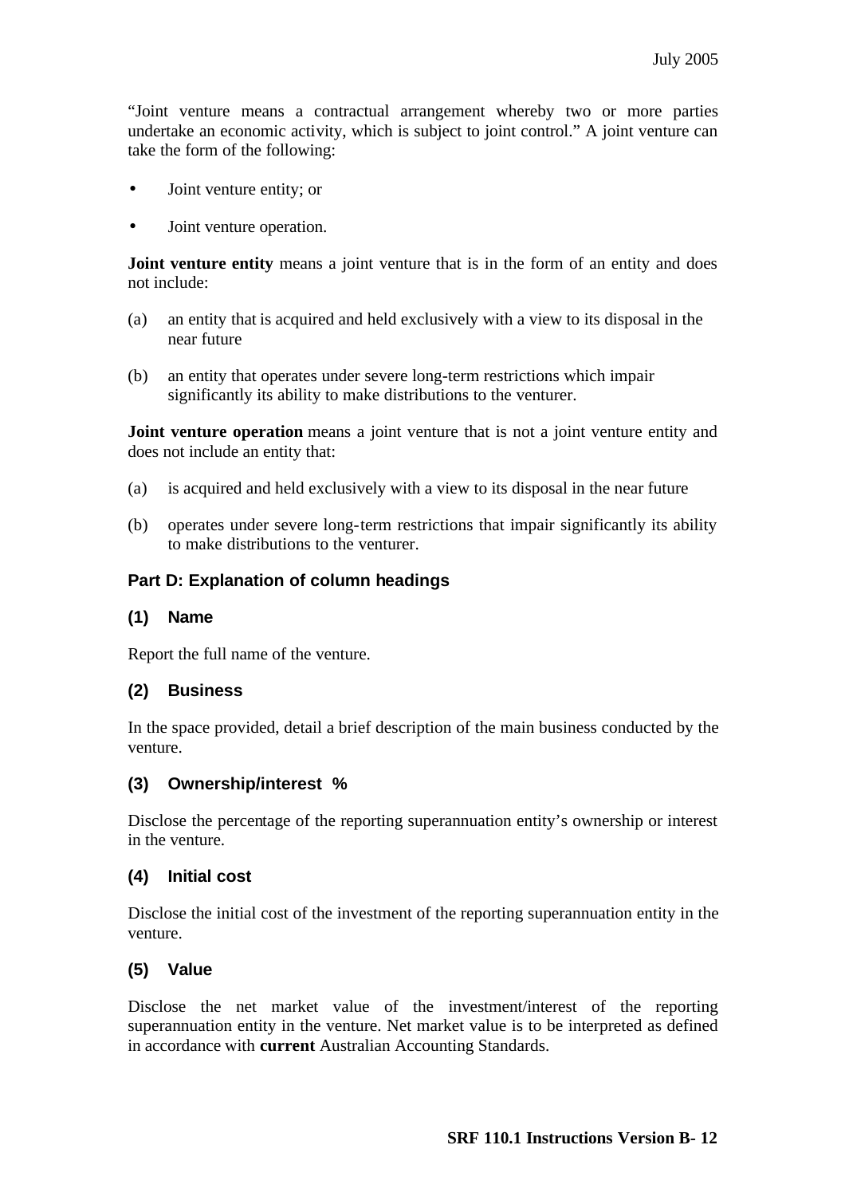"Joint venture means a contractual arrangement whereby two or more parties undertake an economic activity, which is subject to joint control." A joint venture can take the form of the following:

- Joint venture entity; or
- Joint venture operation.

**Joint venture entity** means a joint venture that is in the form of an entity and does not include:

(a) an entity that is acquired and held exclusively with a view to its disposal in the near future

(b) an entity that operates under severe long-term restrictions which impair significantly its ability to make distributions to the venturer.

**Joint venture operation** means a joint venture that is not a joint venture entity and does not include an entity that:

(a) is acquired and held exclusively with a view to its disposal in the near future

(b) operates under severe long-term restrictions that impair significantly its ability to make distributions to the venturer.

### Part D: Explanation of column headings

#### (1) Name

Report the full name of the venture.

#### (2) Business

In the space provided, detail a brief description of the main business conducted by the venture.

#### (3) Ownership/interest %

Disclose the percentage of the reporting superannuation entity's ownership or interest in the venture.

#### (4) Initial cost

Disclose the initial cost of the investment of the reporting superannuation entity in the venture.

#### (5) Value

Disclose the net market value of the investment/interest of the reporting superannuation entity in the venture. Net market value is to be interpreted as defined in accordance with **current** Australian Accounting Standards.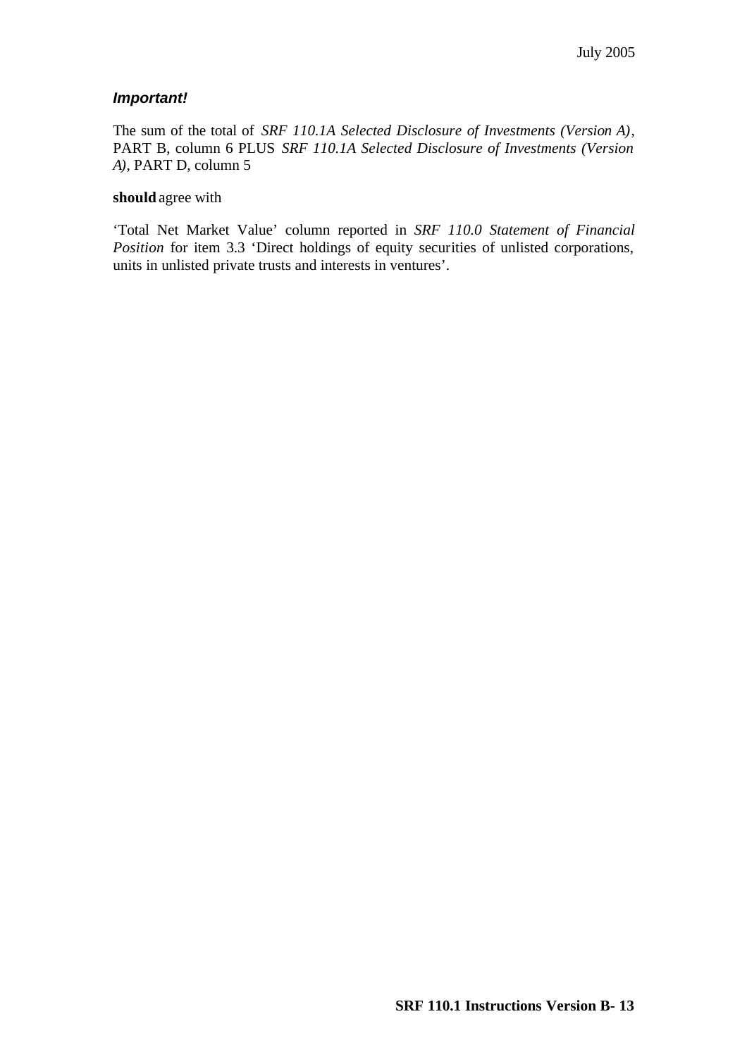***Important!***

The sum of the total of *SRF 110.1A Selected Disclosure of Investments (Version A)*, PART B, column 6 PLUS *SRF 110.1A Selected Disclosure of Investments (Version A)*, PART D, column 5

**should** agree with

'Total Net Market Value' column reported in *SRF 110.0 Statement of Financial Position* for item 3.3 'Direct holdings of equity securities of unlisted corporations, units in unlisted private trusts and interests in ventures'.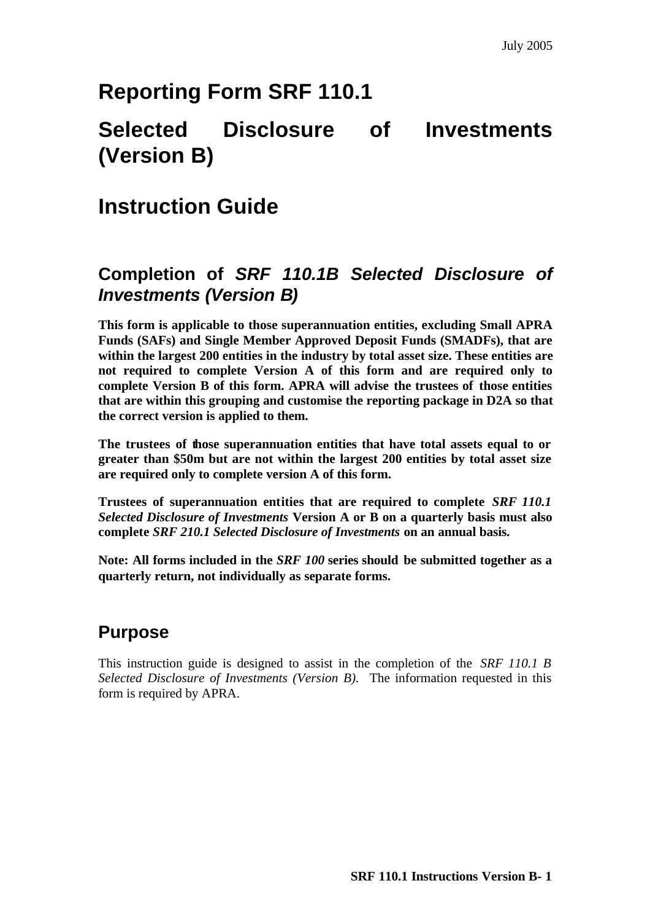July 2005

# Reporting Form SRF 110.1

# Selected Disclosure of Investments (Version B)

# Instruction Guide

## Completion of *SRF 110.1B Selected Disclosure of Investments (Version B)*

**This form is applicable to those superannuation entities, excluding Small APRA Funds (SAFs) and Single Member Approved Deposit Funds (SMADFs), that are within the largest 200 entities in the industry by total asset size. These entities are not required to complete Version A of this form and are required only to complete Version B of this form. APRA will advise the trustees of those entities that are within this grouping and customise the reporting package in D2A so that the correct version is applied to them.**

**The trustees of those superannuation entities that have total assets equal to or greater than $50m but are not within the largest 200 entities by total asset size are required only to complete version A of this form.**

**Trustees of superannuation entities that are required to complete *SRF 110.1 Selected Disclosure of Investments* Version A or B on a quarterly basis must also complete *SRF 210.1 Selected Disclosure of Investments* on an annual basis.**

**Note: All forms included in the *SRF 100* series should be submitted together as a quarterly return, not individually as separate forms.**

## Purpose

This instruction guide is designed to assist in the completion of the *SRF 110.1 B Selected Disclosure of Investments (Version B).* The information requested in this form is required by APRA.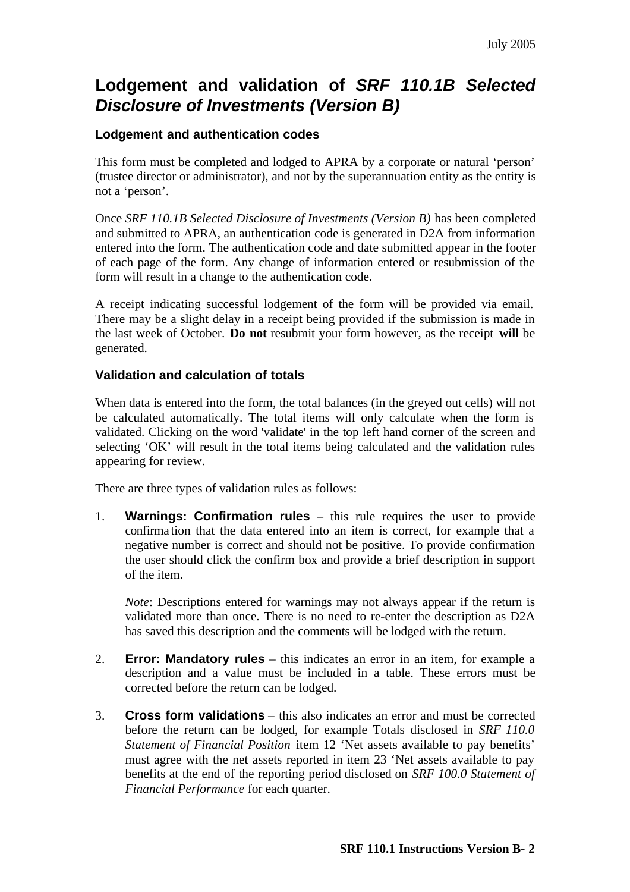# Lodgement and validation of *SRF 110.1B Selected Disclosure of Investments (Version B)*

### Lodgement and authentication codes

This form must be completed and lodged to APRA by a corporate or natural 'person' (trustee director or administrator), and not by the superannuation entity as the entity is not a 'person'.

Once *SRF 110.1B Selected Disclosure of Investments (Version B)* has been completed and submitted to APRA, an authentication code is generated in D2A from information entered into the form. The authentication code and date submitted appear in the footer of each page of the form. Any change of information entered or resubmission of the form will result in a change to the authentication code.

A receipt indicating successful lodgement of the form will be provided via email. There may be a slight delay in a receipt being provided if the submission is made in the last week of October. **Do not** resubmit your form however, as the receipt **will** be generated.

### Validation and calculation of totals

When data is entered into the form, the total balances (in the greyed out cells) will not be calculated automatically. The total items will only calculate when the form is validated. Clicking on the word 'validate' in the top left hand corner of the screen and selecting 'OK' will result in the total items being calculated and the validation rules appearing for review.

There are three types of validation rules as follows:

1. **Warnings: Confirmation rules** – this rule requires the user to provide confirmation that the data entered into an item is correct, for example that a negative number is correct and should not be positive. To provide confirmation the user should click the confirm box and provide a brief description in support of the item.

   *Note*: Descriptions entered for warnings may not always appear if the return is validated more than once. There is no need to re-enter the description as D2A has saved this description and the comments will be lodged with the return.

2. **Error: Mandatory rules** – this indicates an error in an item, for example a description and a value must be included in a table. These errors must be corrected before the return can be lodged.

3. **Cross form validations** – this also indicates an error and must be corrected before the return can be lodged, for example Totals disclosed in *SRF 110.0 Statement of Financial Position* item 12 'Net assets available to pay benefits' must agree with the net assets reported in item 23 'Net assets available to pay benefits at the end of the reporting period disclosed on *SRF 100.0 Statement of Financial Performance* for each quarter.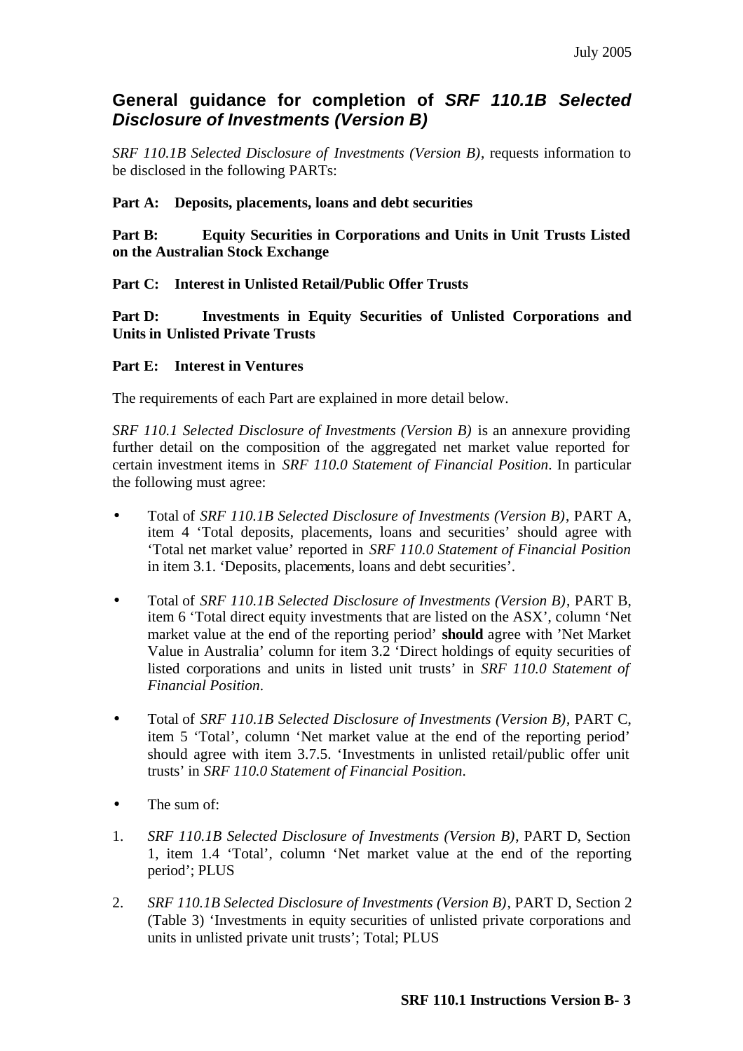## General guidance for completion of *SRF 110.1B Selected Disclosure of Investments (Version B)*

*SRF 110.1B Selected Disclosure of Investments (Version B)*, requests information to be disclosed in the following PARTs:

**Part A: Deposits, placements, loans and debt securities**

**Part B: Equity Securities in Corporations and Units in Unit Trusts Listed on the Australian Stock Exchange**

**Part C: Interest in Unlisted Retail/Public Offer Trusts**

**Part D: Investments in Equity Securities of Unlisted Corporations and Units in Unlisted Private Trusts**

**Part E: Interest in Ventures**

The requirements of each Part are explained in more detail below.

*SRF 110.1 Selected Disclosure of Investments (Version B)* is an annexure providing further detail on the composition of the aggregated net market value reported for certain investment items in *SRF 110.0 Statement of Financial Position*. In particular the following must agree:

- Total of *SRF 110.1B Selected Disclosure of Investments (Version B)*, PART A, item 4 'Total deposits, placements, loans and securities' should agree with 'Total net market value' reported in *SRF 110.0 Statement of Financial Position* in item 3.1. 'Deposits, placements, loans and debt securities'.

- Total of *SRF 110.1B Selected Disclosure of Investments (Version B)*, PART B, item 6 'Total direct equity investments that are listed on the ASX', column 'Net market value at the end of the reporting period' **should** agree with 'Net Market Value in Australia' column for item 3.2 'Direct holdings of equity securities of listed corporations and units in listed unit trusts' in *SRF 110.0 Statement of Financial Position*.

- Total of *SRF 110.1B Selected Disclosure of Investments (Version B)*, PART C, item 5 'Total', column 'Net market value at the end of the reporting period' should agree with item 3.7.5. 'Investments in unlisted retail/public offer unit trusts' in *SRF 110.0 Statement of Financial Position*.

- The sum of:

1. *SRF 110.1B Selected Disclosure of Investments (Version B)*, PART D, Section 1, item 1.4 'Total', column 'Net market value at the end of the reporting period'; PLUS

2. *SRF 110.1B Selected Disclosure of Investments (Version B)*, PART D, Section 2 (Table 3) 'Investments in equity securities of unlisted private corporations and units in unlisted private unit trusts'; Total; PLUS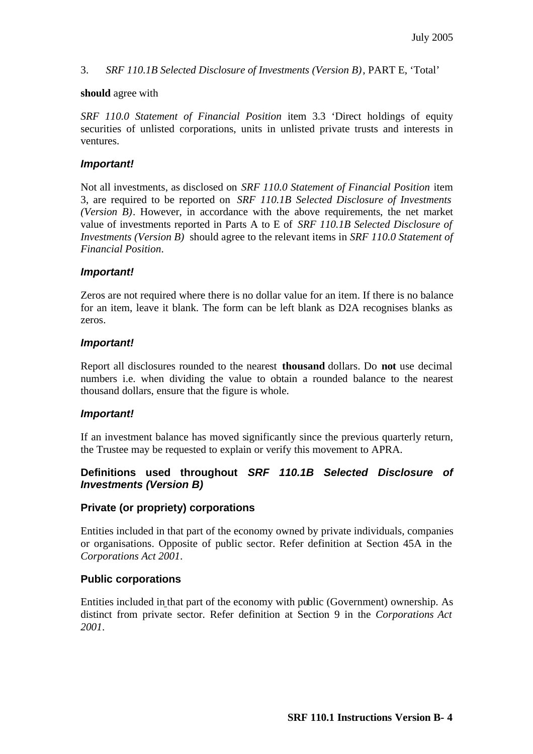3. *SRF 110.1B Selected Disclosure of Investments (Version B)*, PART E, 'Total'

**should** agree with

*SRF 110.0 Statement of Financial Position* item 3.3 'Direct holdings of equity securities of unlisted corporations, units in unlisted private trusts and interests in ventures.

***Important!***

Not all investments, as disclosed on *SRF 110.0 Statement of Financial Position* item 3, are required to be reported on *SRF 110.1B Selected Disclosure of Investments (Version B)*. However, in accordance with the above requirements, the net market value of investments reported in Parts A to E of *SRF 110.1B Selected Disclosure of Investments (Version B)* should agree to the relevant items in *SRF 110.0 Statement of Financial Position*.

***Important!***

Zeros are not required where there is no dollar value for an item. If there is no balance for an item, leave it blank. The form can be left blank as D2A recognises blanks as zeros.

***Important!***

Report all disclosures rounded to the nearest **thousand** dollars. Do **not** use decimal numbers i.e. when dividing the value to obtain a rounded balance to the nearest thousand dollars, ensure that the figure is whole.

***Important!***

If an investment balance has moved significantly since the previous quarterly return, the Trustee may be requested to explain or verify this movement to APRA.

### Definitions used throughout *SRF 110.1B Selected Disclosure of Investments (Version B)*

### Private (or propriety) corporations

Entities included in that part of the economy owned by private individuals, companies or organisations. Opposite of public sector. Refer definition at Section 45A in the *Corporations Act 2001*.

### Public corporations

Entities included in that part of the economy with public (Government) ownership. As distinct from private sector. Refer definition at Section 9 in the *Corporations Act 2001*.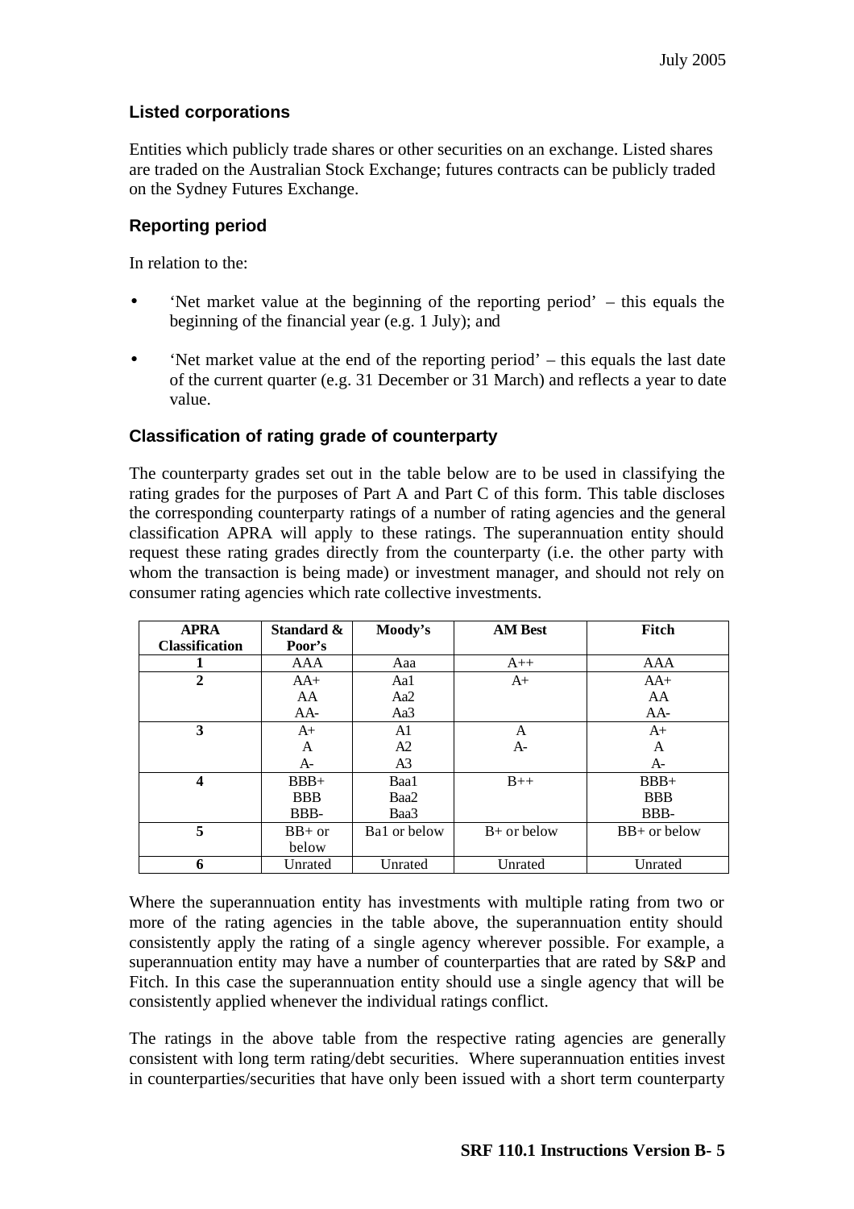### Listed corporations

Entities which publicly trade shares or other securities on an exchange. Listed shares are traded on the Australian Stock Exchange; futures contracts can be publicly traded on the Sydney Futures Exchange.

### Reporting period

In relation to the:

- 'Net market value at the beginning of the reporting period' – this equals the beginning of the financial year (e.g. 1 July); and
- 'Net market value at the end of the reporting period' – this equals the last date of the current quarter (e.g. 31 December or 31 March) and reflects a year to date value.

### Classification of rating grade of counterparty

The counterparty grades set out in the table below are to be used in classifying the rating grades for the purposes of Part A and Part C of this form. This table discloses the corresponding counterparty ratings of a number of rating agencies and the general classification APRA will apply to these ratings. The superannuation entity should request these rating grades directly from the counterparty (i.e. the other party with whom the transaction is being made) or investment manager, and should not rely on consumer rating agencies which rate collective investments.

| APRA Classification | Standard & Poor's | Moody's | AM Best | Fitch |
|---|---|---|---|---|
| 1 | AAA | Aaa | A++ | AAA |
| 2 | AA+<br>AA<br>AA- | Aa1<br>Aa2<br>Aa3 | A+ | AA+<br>AA<br>AA- |
| 3 | A+<br>A<br>A- | A1<br>A2<br>A3 | A<br>A- | A+<br>A<br>A- |
| 4 | BBB+<br>BBB<br>BBB- | Baa1<br>Baa2<br>Baa3 | B++ | BBB+<br>BBB<br>BBB- |
| 5 | BB+ or below | Ba1 or below | B+ or below | BB+ or below |
| 6 | Unrated | Unrated | Unrated | Unrated |

Where the superannuation entity has investments with multiple rating from two or more of the rating agencies in the table above, the superannuation entity should consistently apply the rating of a single agency wherever possible. For example, a superannuation entity may have a number of counterparties that are rated by S&P and Fitch. In this case the superannuation entity should use a single agency that will be consistently applied whenever the individual ratings conflict.

The ratings in the above table from the respective rating agencies are generally consistent with long term rating/debt securities. Where superannuation entities invest in counterparties/securities that have only been issued with a short term counterparty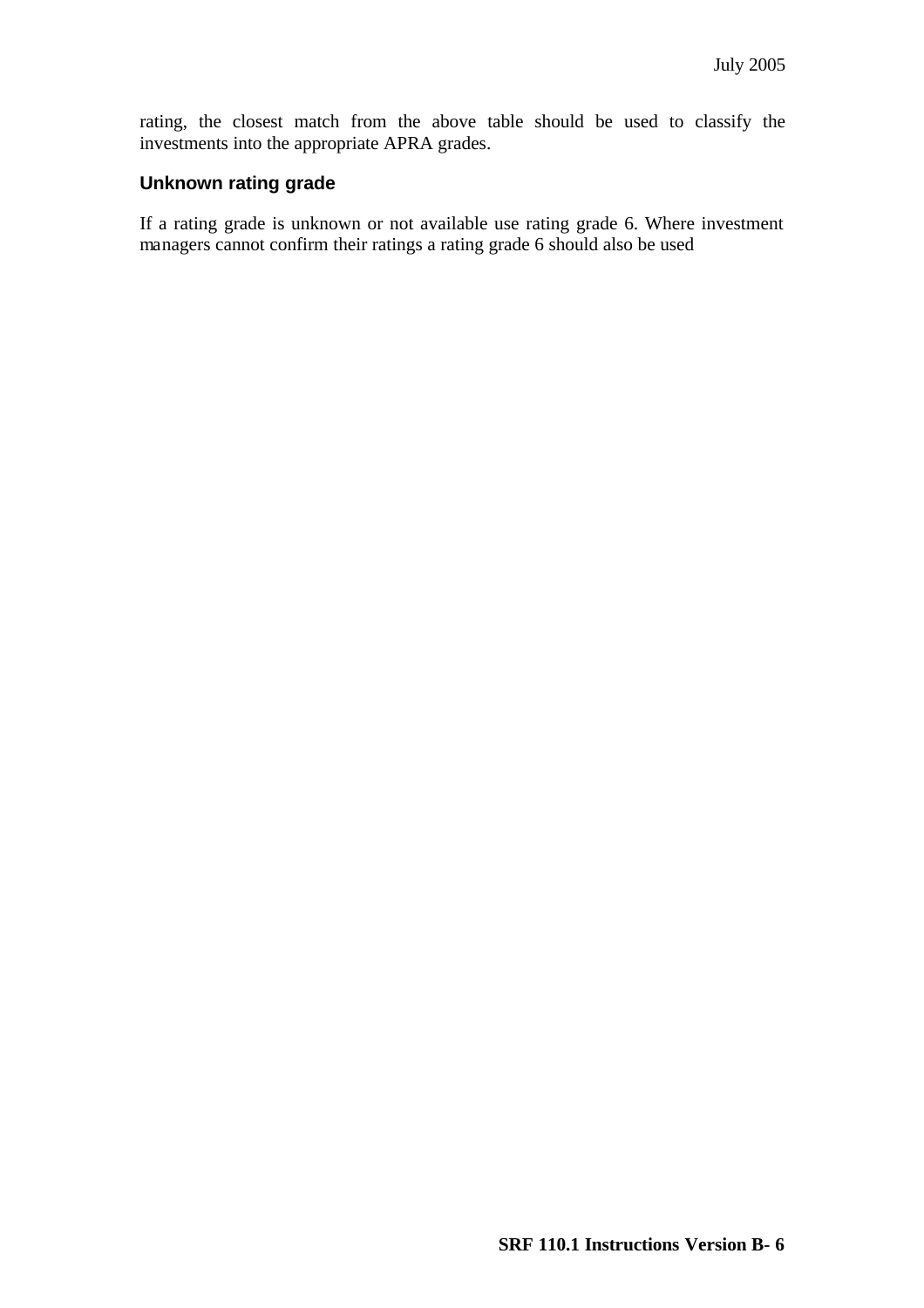rating, the closest match from the above table should be used to classify the investments into the appropriate APRA grades.

### Unknown rating grade

If a rating grade is unknown or not available use rating grade 6. Where investment managers cannot confirm their ratings a rating grade 6 should also be used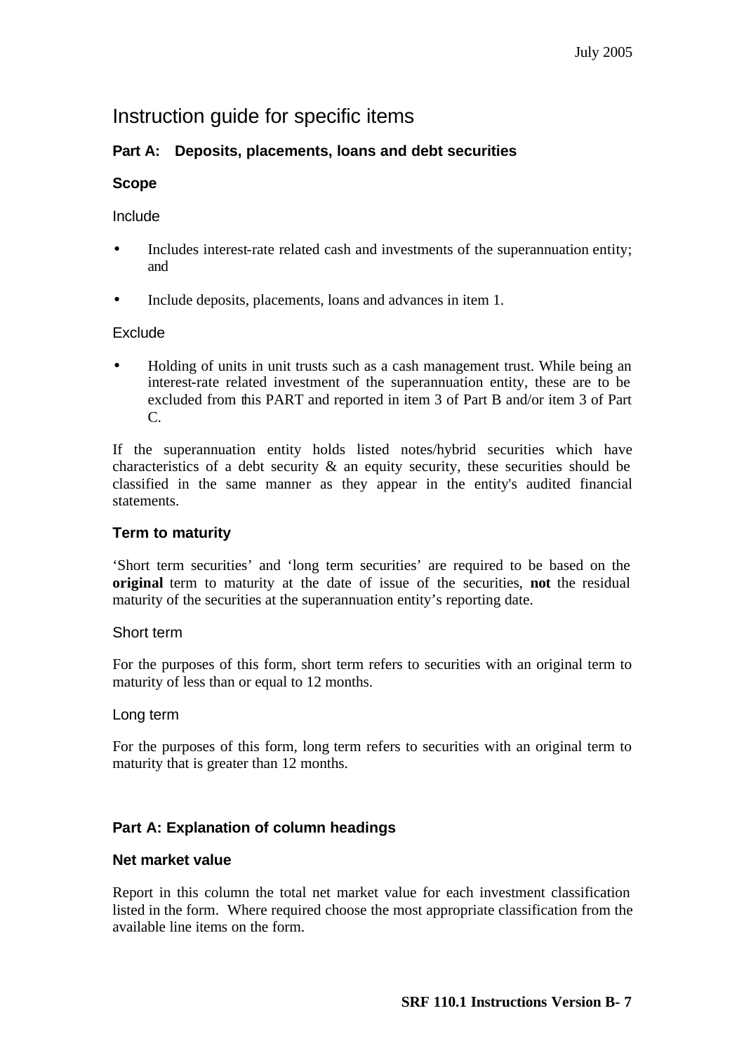# Instruction guide for specific items

### Part A: Deposits, placements, loans and debt securities

#### Scope

Include

- Includes interest-rate related cash and investments of the superannuation entity; and
- Include deposits, placements, loans and advances in item 1.

Exclude

- Holding of units in unit trusts such as a cash management trust. While being an interest-rate related investment of the superannuation entity, these are to be excluded from this PART and reported in item 3 of Part B and/or item 3 of Part C.

If the superannuation entity holds listed notes/hybrid securities which have characteristics of a debt security & an equity security, these securities should be classified in the same manner as they appear in the entity's audited financial statements.

#### Term to maturity

'Short term securities' and 'long term securities' are required to be based on the **original** term to maturity at the date of issue of the securities, **not** the residual maturity of the securities at the superannuation entity's reporting date.

Short term

For the purposes of this form, short term refers to securities with an original term to maturity of less than or equal to 12 months.

Long term

For the purposes of this form, long term refers to securities with an original term to maturity that is greater than 12 months.

### Part A: Explanation of column headings

#### Net market value

Report in this column the total net market value for each investment classification listed in the form. Where required choose the most appropriate classification from the available line items on the form.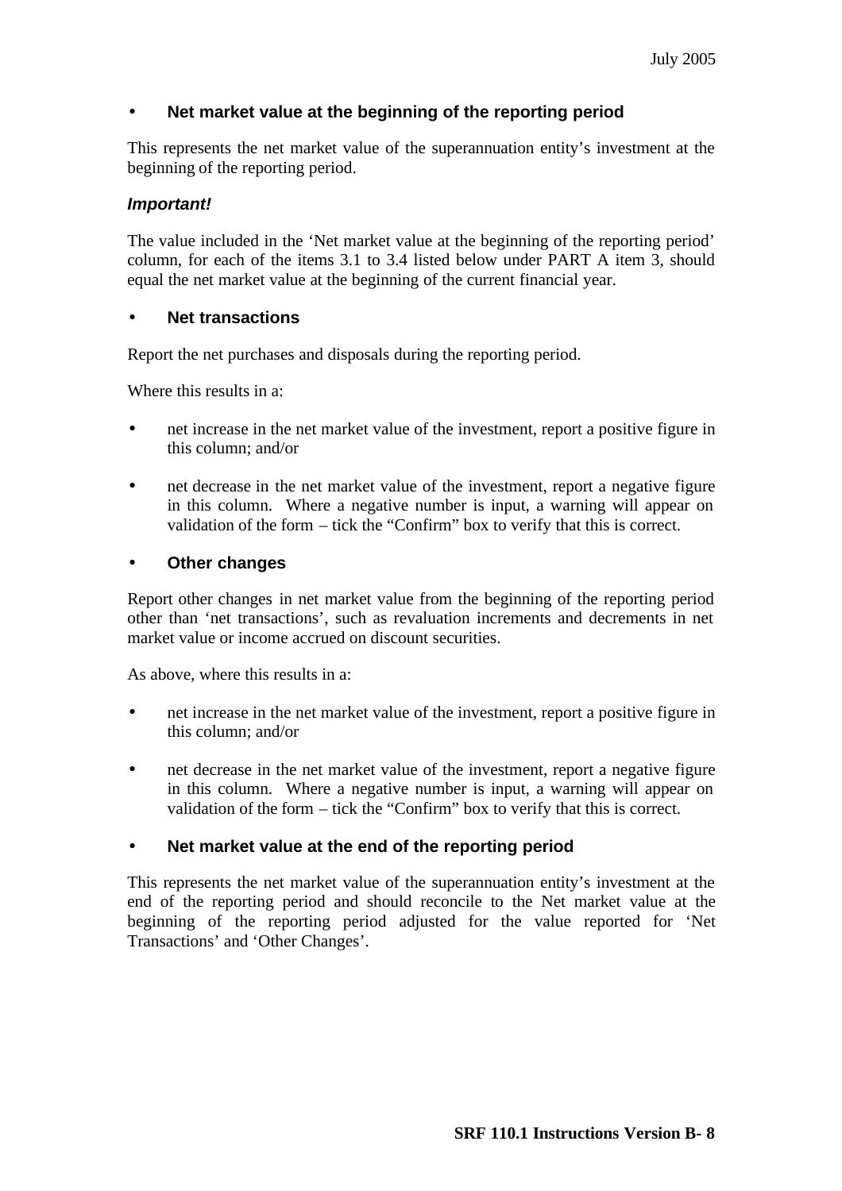- **Net market value at the beginning of the reporting period**

This represents the net market value of the superannuation entity's investment at the beginning of the reporting period.

***Important!***

The value included in the 'Net market value at the beginning of the reporting period' column, for each of the items 3.1 to 3.4 listed below under PART A item 3, should equal the net market value at the beginning of the current financial year.

- **Net transactions**

Report the net purchases and disposals during the reporting period.

Where this results in a:

- net increase in the net market value of the investment, report a positive figure in this column; and/or
- net decrease in the net market value of the investment, report a negative figure in this column. Where a negative number is input, a warning will appear on validation of the form – tick the "Confirm" box to verify that this is correct.

- **Other changes**

Report other changes in net market value from the beginning of the reporting period other than 'net transactions', such as revaluation increments and decrements in net market value or income accrued on discount securities.

As above, where this results in a:

- net increase in the net market value of the investment, report a positive figure in this column; and/or
- net decrease in the net market value of the investment, report a negative figure in this column. Where a negative number is input, a warning will appear on validation of the form – tick the "Confirm" box to verify that this is correct.

- **Net market value at the end of the reporting period**

This represents the net market value of the superannuation entity's investment at the end of the reporting period and should reconcile to the Net market value at the beginning of the reporting period adjusted for the value reported for 'Net Transactions' and 'Other Changes'.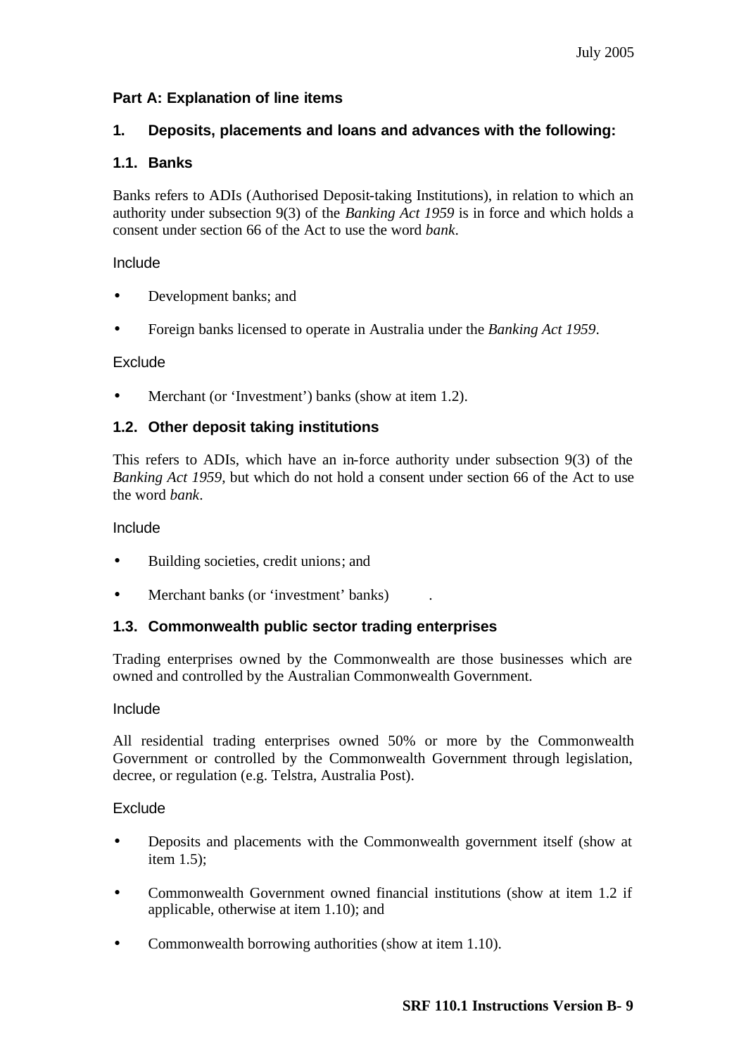## Part A: Explanation of line items

### 1. Deposits, placements and loans and advances with the following:

### 1.1. Banks

Banks refers to ADIs (Authorised Deposit-taking Institutions), in relation to which an authority under subsection 9(3) of the *Banking Act 1959* is in force and which holds a consent under section 66 of the Act to use the word *bank*.

Include

- Development banks; and
- Foreign banks licensed to operate in Australia under the *Banking Act 1959*.

Exclude

- Merchant (or 'Investment') banks (show at item 1.2).

### 1.2. Other deposit taking institutions

This refers to ADIs, which have an in-force authority under subsection 9(3) of the *Banking Act 1959*, but which do not hold a consent under section 66 of the Act to use the word *bank*.

Include

- Building societies, credit unions; and
- Merchant banks (or 'investment' banks) .

### 1.3. Commonwealth public sector trading enterprises

Trading enterprises owned by the Commonwealth are those businesses which are owned and controlled by the Australian Commonwealth Government.

Include

All residential trading enterprises owned 50% or more by the Commonwealth Government or controlled by the Commonwealth Government through legislation, decree, or regulation (e.g. Telstra, Australia Post).

Exclude

- Deposits and placements with the Commonwealth government itself (show at item 1.5);
- Commonwealth Government owned financial institutions (show at item 1.2 if applicable, otherwise at item 1.10); and
- Commonwealth borrowing authorities (show at item 1.10).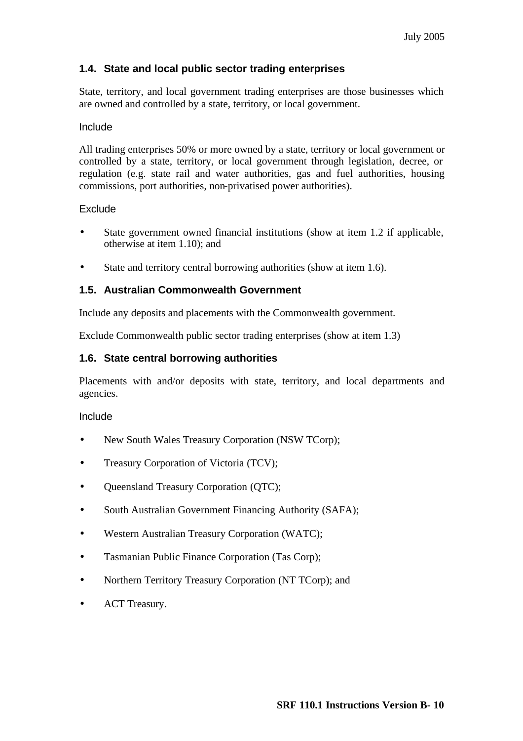### 1.4. State and local public sector trading enterprises

State, territory, and local government trading enterprises are those businesses which are owned and controlled by a state, territory, or local government.

Include

All trading enterprises 50% or more owned by a state, territory or local government or controlled by a state, territory, or local government through legislation, decree, or regulation (e.g. state rail and water authorities, gas and fuel authorities, housing commissions, port authorities, non-privatised power authorities).

Exclude

- State government owned financial institutions (show at item 1.2 if applicable, otherwise at item 1.10); and
- State and territory central borrowing authorities (show at item 1.6).

### 1.5. Australian Commonwealth Government

Include any deposits and placements with the Commonwealth government.

Exclude Commonwealth public sector trading enterprises (show at item 1.3)

### 1.6. State central borrowing authorities

Placements with and/or deposits with state, territory, and local departments and agencies.

Include

- New South Wales Treasury Corporation (NSW TCorp);
- Treasury Corporation of Victoria (TCV);
- Queensland Treasury Corporation (QTC);
- South Australian Government Financing Authority (SAFA);
- Western Australian Treasury Corporation (WATC);
- Tasmanian Public Finance Corporation (Tas Corp);
- Northern Territory Treasury Corporation (NT TCorp); and
- ACT Treasury.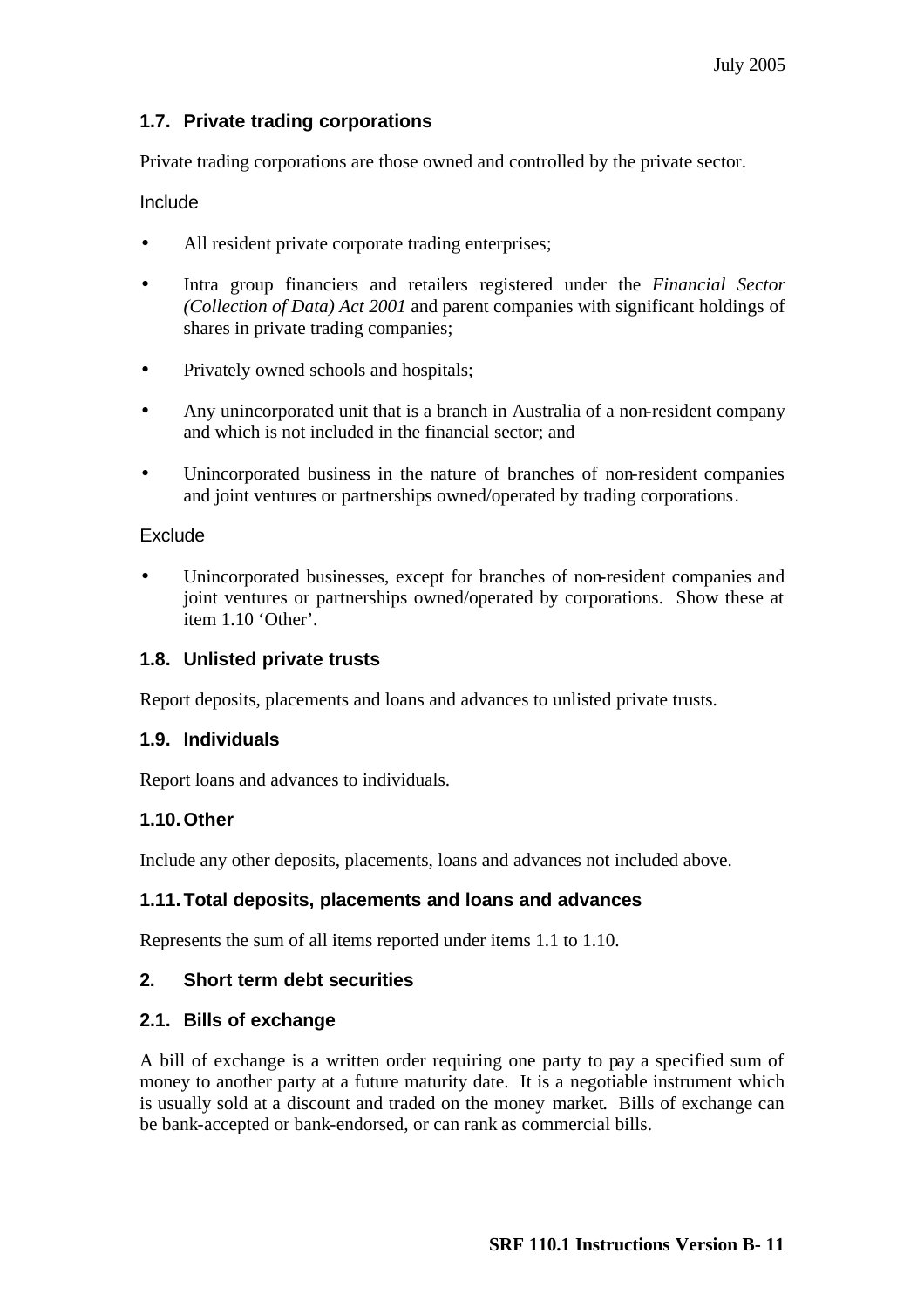### 1.7. Private trading corporations

Private trading corporations are those owned and controlled by the private sector.

Include

- All resident private corporate trading enterprises;
- Intra group financiers and retailers registered under the *Financial Sector (Collection of Data) Act 2001* and parent companies with significant holdings of shares in private trading companies;
- Privately owned schools and hospitals;
- Any unincorporated unit that is a branch in Australia of a non-resident company and which is not included in the financial sector; and
- Unincorporated business in the nature of branches of non-resident companies and joint ventures or partnerships owned/operated by trading corporations.

Exclude

- Unincorporated businesses, except for branches of non-resident companies and joint ventures or partnerships owned/operated by corporations. Show these at item 1.10 'Other'.

### 1.8. Unlisted private trusts

Report deposits, placements and loans and advances to unlisted private trusts.

### 1.9. Individuals

Report loans and advances to individuals.

### 1.10. Other

Include any other deposits, placements, loans and advances not included above.

### 1.11. Total deposits, placements and loans and advances

Represents the sum of all items reported under items 1.1 to 1.10.

## 2. Short term debt securities

### 2.1. Bills of exchange

A bill of exchange is a written order requiring one party to pay a specified sum of money to another party at a future maturity date. It is a negotiable instrument which is usually sold at a discount and traded on the money market. Bills of exchange can be bank-accepted or bank-endorsed, or can rank as commercial bills.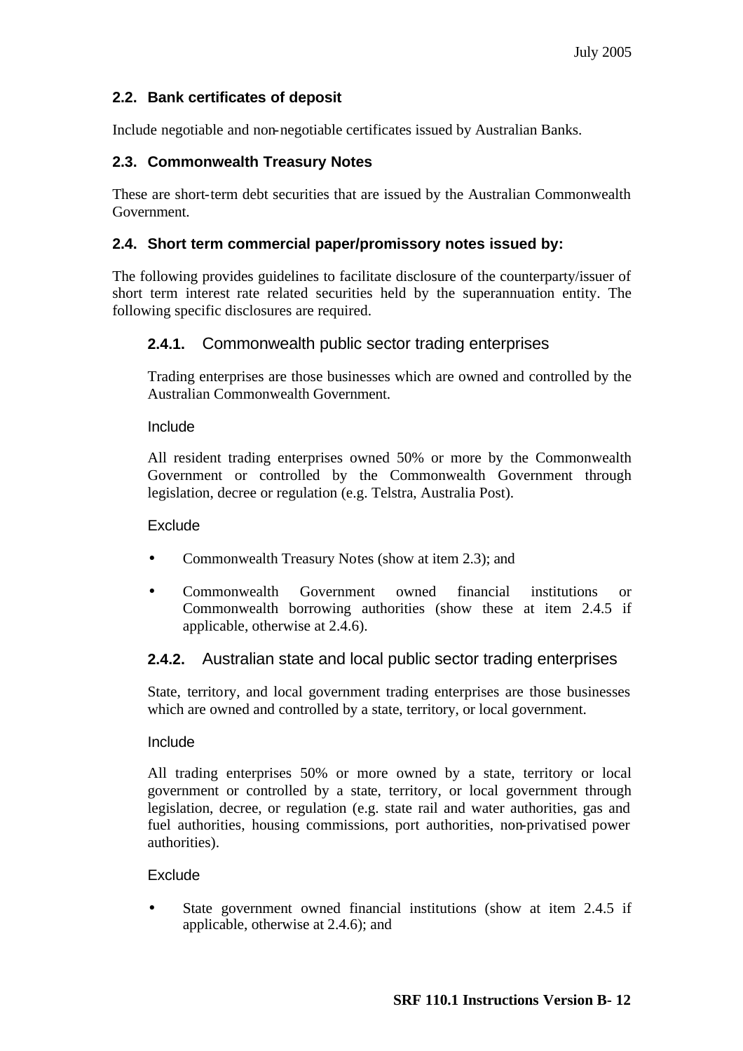## 2.2. Bank certificates of deposit

Include negotiable and non-negotiable certificates issued by Australian Banks.

## 2.3. Commonwealth Treasury Notes

These are short-term debt securities that are issued by the Australian Commonwealth Government.

## 2.4. Short term commercial paper/promissory notes issued by:

The following provides guidelines to facilitate disclosure of the counterparty/issuer of short term interest rate related securities held by the superannuation entity. The following specific disclosures are required.

### 2.4.1. Commonwealth public sector trading enterprises

Trading enterprises are those businesses which are owned and controlled by the Australian Commonwealth Government.

Include

All resident trading enterprises owned 50% or more by the Commonwealth Government or controlled by the Commonwealth Government through legislation, decree or regulation (e.g. Telstra, Australia Post).

Exclude

- Commonwealth Treasury Notes (show at item 2.3); and
- Commonwealth Government owned financial institutions or Commonwealth borrowing authorities (show these at item 2.4.5 if applicable, otherwise at 2.4.6).

### 2.4.2. Australian state and local public sector trading enterprises

State, territory, and local government trading enterprises are those businesses which are owned and controlled by a state, territory, or local government.

Include

All trading enterprises 50% or more owned by a state, territory or local government or controlled by a state, territory, or local government through legislation, decree, or regulation (e.g. state rail and water authorities, gas and fuel authorities, housing commissions, port authorities, non-privatised power authorities).

Exclude

- State government owned financial institutions (show at item 2.4.5 if applicable, otherwise at 2.4.6); and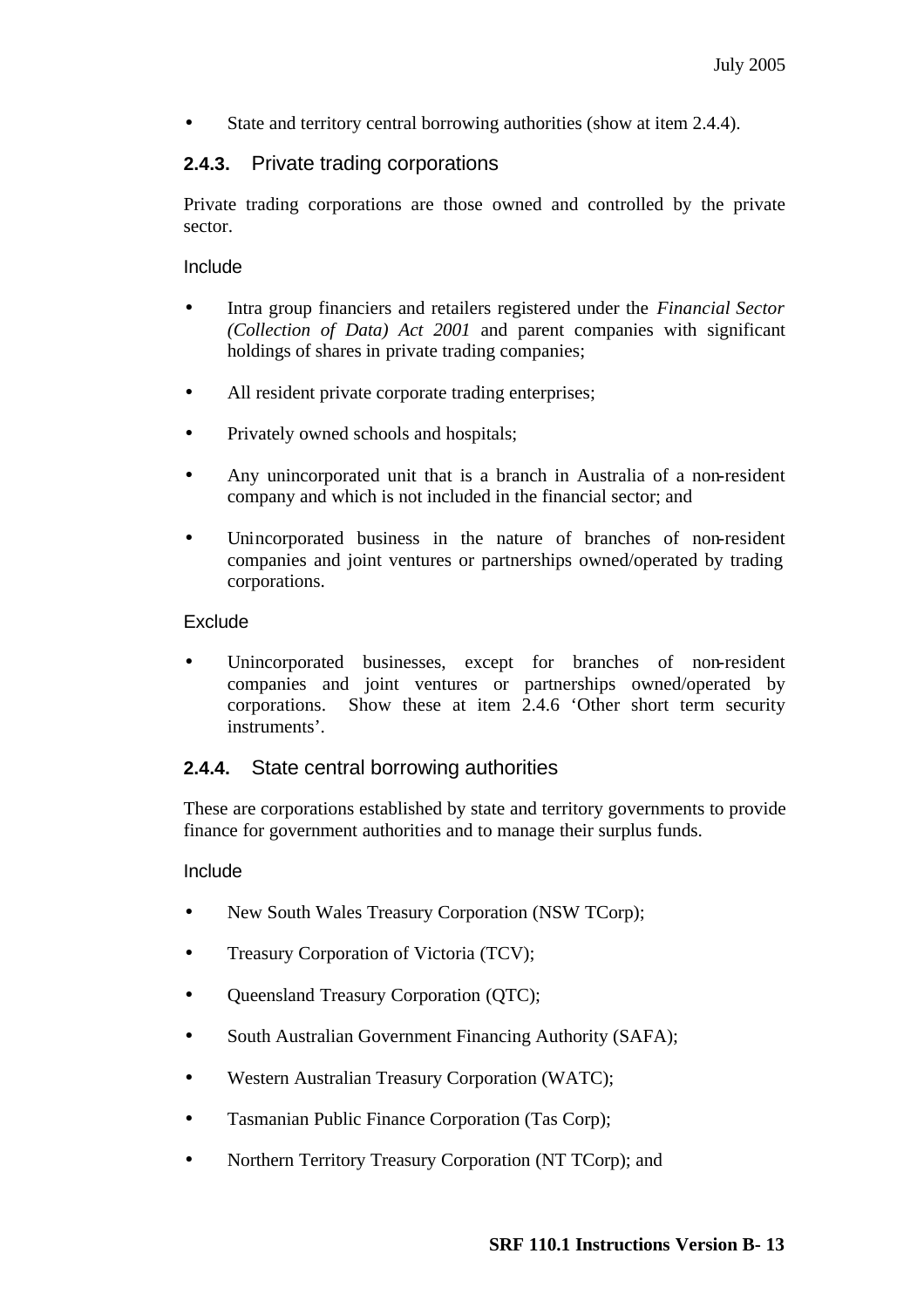- State and territory central borrowing authorities (show at item 2.4.4).

### 2.4.3. Private trading corporations

Private trading corporations are those owned and controlled by the private sector.

Include

- Intra group financiers and retailers registered under the *Financial Sector (Collection of Data) Act 2001* and parent companies with significant holdings of shares in private trading companies;
- All resident private corporate trading enterprises;
- Privately owned schools and hospitals;
- Any unincorporated unit that is a branch in Australia of a non-resident company and which is not included in the financial sector; and
- Unincorporated business in the nature of branches of non-resident companies and joint ventures or partnerships owned/operated by trading corporations.

Exclude

- Unincorporated businesses, except for branches of non-resident companies and joint ventures or partnerships owned/operated by corporations. Show these at item 2.4.6 'Other short term security instruments'.

### 2.4.4. State central borrowing authorities

These are corporations established by state and territory governments to provide finance for government authorities and to manage their surplus funds.

Include

- New South Wales Treasury Corporation (NSW TCorp);
- Treasury Corporation of Victoria (TCV);
- Queensland Treasury Corporation (QTC);
- South Australian Government Financing Authority (SAFA);
- Western Australian Treasury Corporation (WATC);
- Tasmanian Public Finance Corporation (Tas Corp);
- Northern Territory Treasury Corporation (NT TCorp); and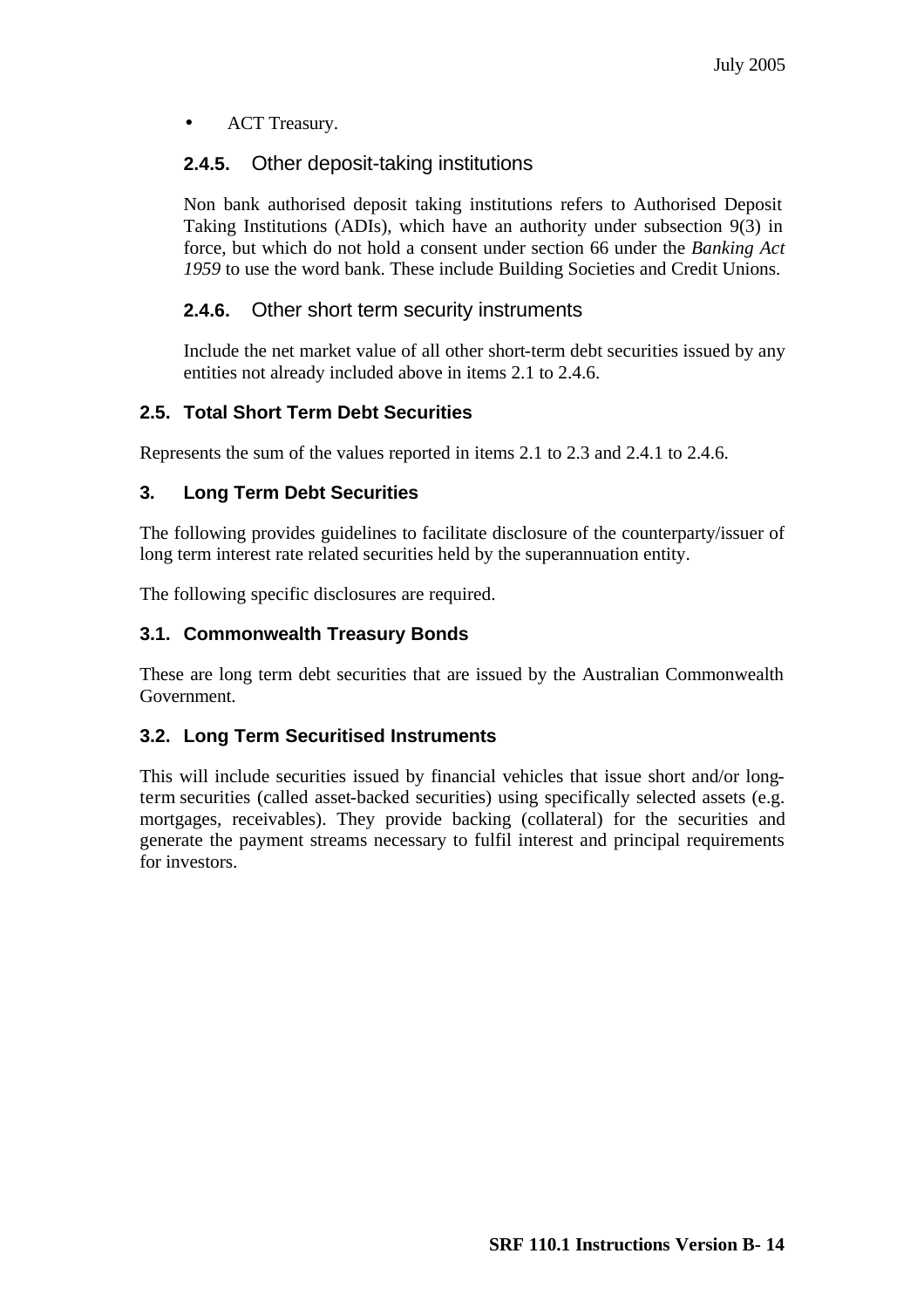- ACT Treasury.

#### 2.4.5. Other deposit-taking institutions

Non bank authorised deposit taking institutions refers to Authorised Deposit Taking Institutions (ADIs), which have an authority under subsection 9(3) in force, but which do not hold a consent under section 66 under the *Banking Act 1959* to use the word bank. These include Building Societies and Credit Unions.

#### 2.4.6. Other short term security instruments

Include the net market value of all other short-term debt securities issued by any entities not already included above in items 2.1 to 2.4.6.

### 2.5. Total Short Term Debt Securities

Represents the sum of the values reported in items 2.1 to 2.3 and 2.4.1 to 2.4.6.

## 3. Long Term Debt Securities

The following provides guidelines to facilitate disclosure of the counterparty/issuer of long term interest rate related securities held by the superannuation entity.

The following specific disclosures are required.

### 3.1. Commonwealth Treasury Bonds

These are long term debt securities that are issued by the Australian Commonwealth Government.

### 3.2. Long Term Securitised Instruments

This will include securities issued by financial vehicles that issue short and/or long-term securities (called asset-backed securities) using specifically selected assets (e.g. mortgages, receivables). They provide backing (collateral) for the securities and generate the payment streams necessary to fulfil interest and principal requirements for investors.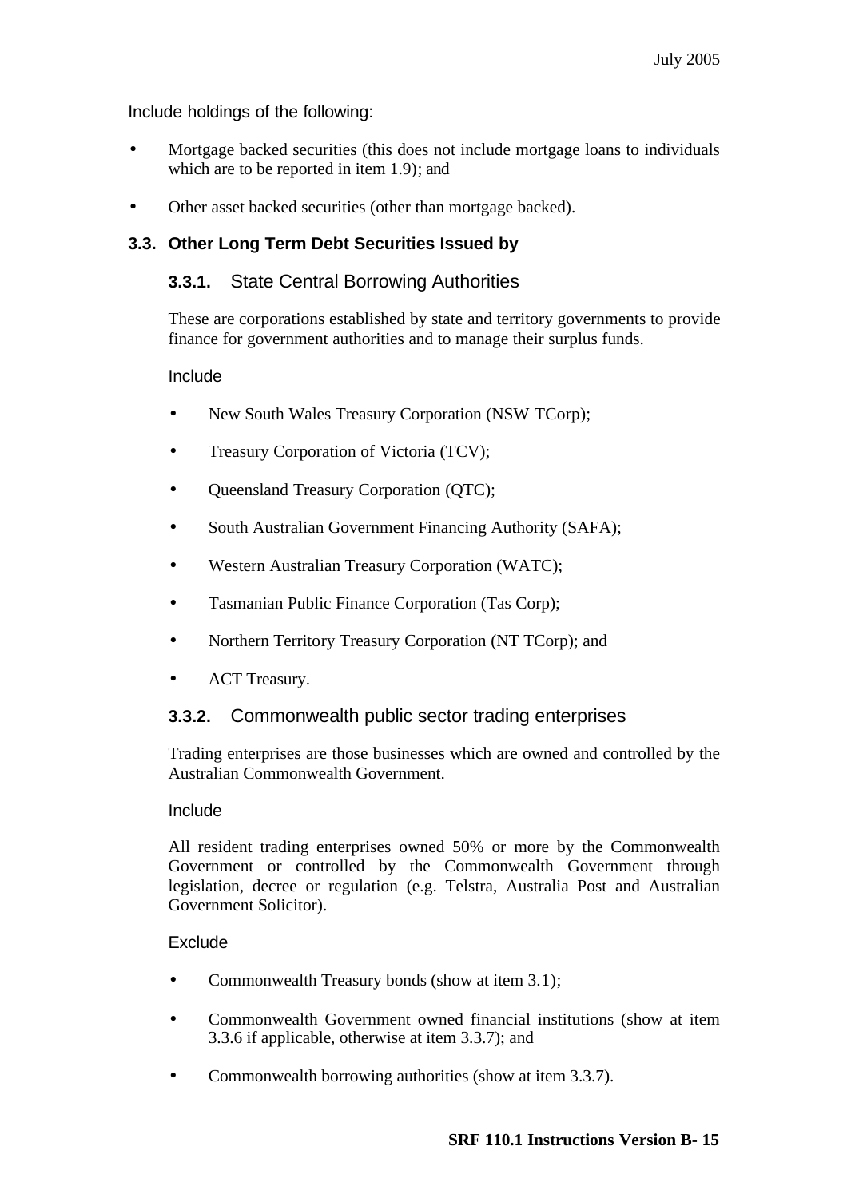Include holdings of the following:

- Mortgage backed securities (this does not include mortgage loans to individuals which are to be reported in item 1.9); and
- Other asset backed securities (other than mortgage backed).

### 3.3. Other Long Term Debt Securities Issued by

#### 3.3.1. State Central Borrowing Authorities

These are corporations established by state and territory governments to provide finance for government authorities and to manage their surplus funds.

Include

- New South Wales Treasury Corporation (NSW TCorp);
- Treasury Corporation of Victoria (TCV);
- Queensland Treasury Corporation (QTC);
- South Australian Government Financing Authority (SAFA);
- Western Australian Treasury Corporation (WATC);
- Tasmanian Public Finance Corporation (Tas Corp);
- Northern Territory Treasury Corporation (NT TCorp); and
- ACT Treasury.

#### 3.3.2. Commonwealth public sector trading enterprises

Trading enterprises are those businesses which are owned and controlled by the Australian Commonwealth Government.

Include

All resident trading enterprises owned 50% or more by the Commonwealth Government or controlled by the Commonwealth Government through legislation, decree or regulation (e.g. Telstra, Australia Post and Australian Government Solicitor).

Exclude

- Commonwealth Treasury bonds (show at item 3.1);
- Commonwealth Government owned financial institutions (show at item 3.3.6 if applicable, otherwise at item 3.3.7); and
- Commonwealth borrowing authorities (show at item 3.3.7).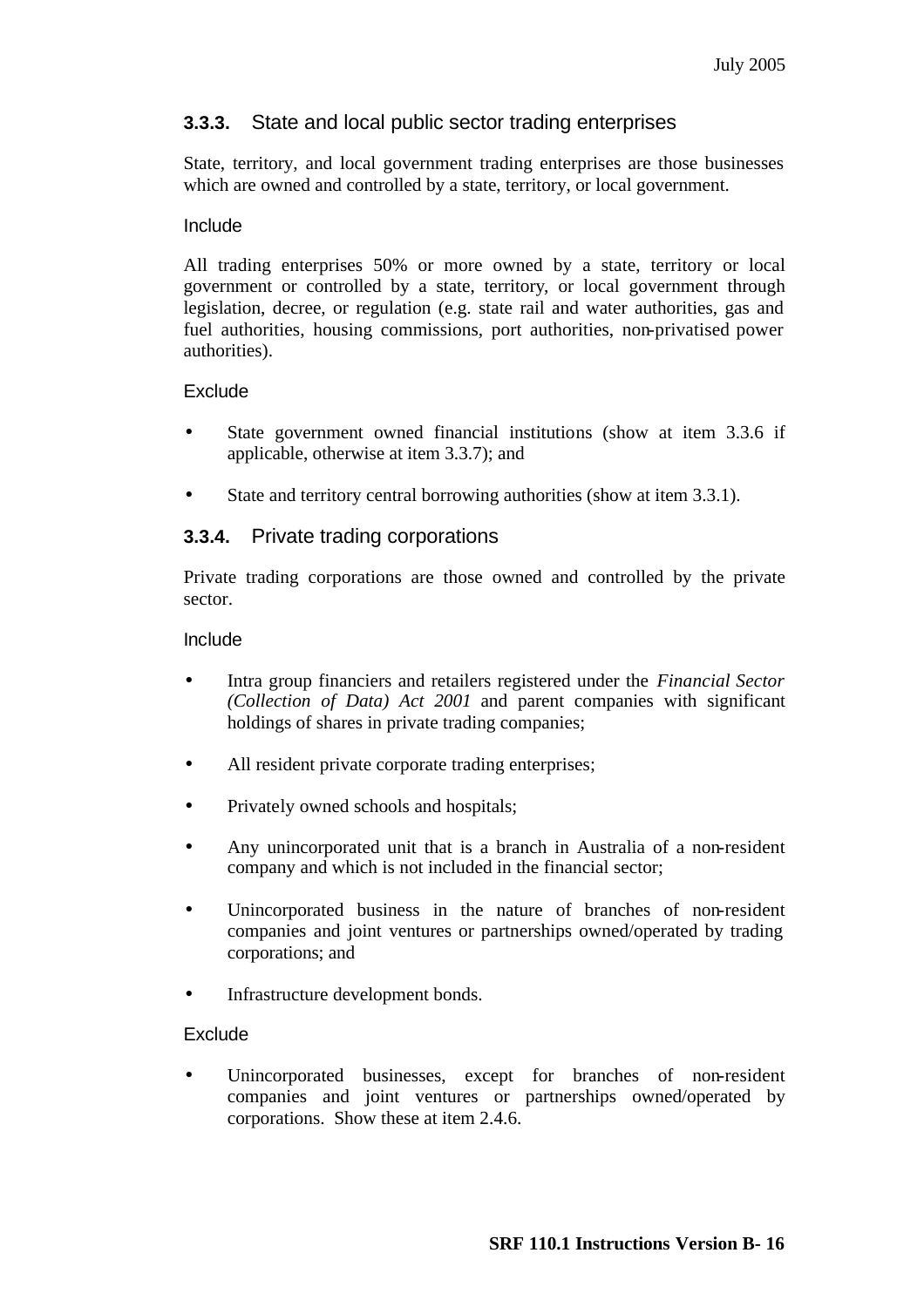### 3.3.3. State and local public sector trading enterprises

State, territory, and local government trading enterprises are those businesses which are owned and controlled by a state, territory, or local government.

Include

All trading enterprises 50% or more owned by a state, territory or local government or controlled by a state, territory, or local government through legislation, decree, or regulation (e.g. state rail and water authorities, gas and fuel authorities, housing commissions, port authorities, non-privatised power authorities).

Exclude

- State government owned financial institutions (show at item 3.3.6 if applicable, otherwise at item 3.3.7); and
- State and territory central borrowing authorities (show at item 3.3.1).

### 3.3.4. Private trading corporations

Private trading corporations are those owned and controlled by the private sector.

Include

- Intra group financiers and retailers registered under the *Financial Sector (Collection of Data) Act 2001* and parent companies with significant holdings of shares in private trading companies;
- All resident private corporate trading enterprises;
- Privately owned schools and hospitals;
- Any unincorporated unit that is a branch in Australia of a non-resident company and which is not included in the financial sector;
- Unincorporated business in the nature of branches of non-resident companies and joint ventures or partnerships owned/operated by trading corporations; and
- Infrastructure development bonds.

Exclude

- Unincorporated businesses, except for branches of non-resident companies and joint ventures or partnerships owned/operated by corporations. Show these at item 2.4.6.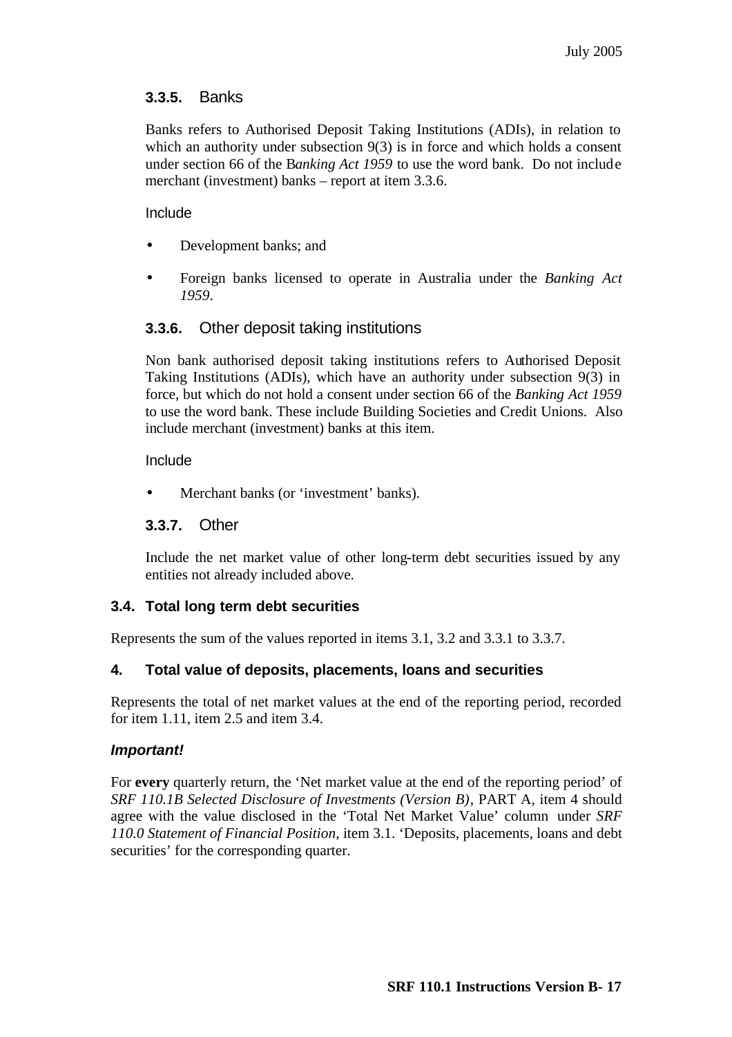### 3.3.5. Banks

Banks refers to Authorised Deposit Taking Institutions (ADIs), in relation to which an authority under subsection 9(3) is in force and which holds a consent under section 66 of the B*anking Act 1959* to use the word bank. Do not include merchant (investment) banks – report at item 3.3.6.

Include

- Development banks; and
- Foreign banks licensed to operate in Australia under the *Banking Act 1959*.

### 3.3.6. Other deposit taking institutions

Non bank authorised deposit taking institutions refers to Authorised Deposit Taking Institutions (ADIs), which have an authority under subsection 9(3) in force, but which do not hold a consent under section 66 of the *Banking Act 1959* to use the word bank. These include Building Societies and Credit Unions. Also include merchant (investment) banks at this item.

Include

- Merchant banks (or 'investment' banks).

### 3.3.7. Other

Include the net market value of other long-term debt securities issued by any entities not already included above.

## 3.4. Total long term debt securities

Represents the sum of the values reported in items 3.1, 3.2 and 3.3.1 to 3.3.7.

## 4. Total value of deposits, placements, loans and securities

Represents the total of net market values at the end of the reporting period, recorded for item 1.11, item 2.5 and item 3.4.

***Important!***

For **every** quarterly return, the 'Net market value at the end of the reporting period' of *SRF 110.1B Selected Disclosure of Investments (Version B)*, PART A, item 4 should agree with the value disclosed in the 'Total Net Market Value' column under *SRF 110.0 Statement of Financial Position*, item 3.1. 'Deposits, placements, loans and debt securities' for the corresponding quarter.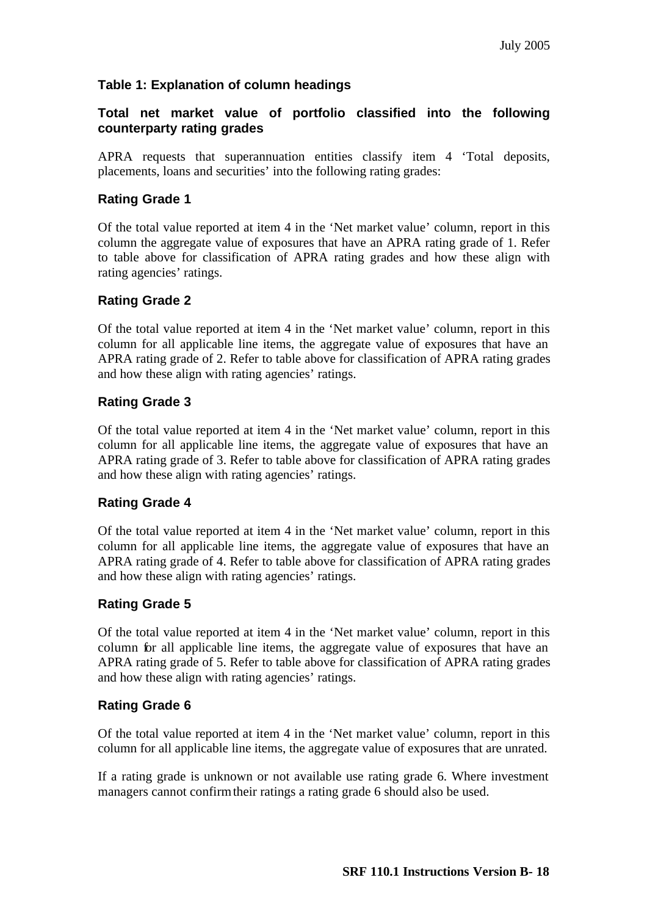### Table 1: Explanation of column headings

### Total net market value of portfolio classified into the following counterparty rating grades

APRA requests that superannuation entities classify item 4 'Total deposits, placements, loans and securities' into the following rating grades:

#### Rating Grade 1

Of the total value reported at item 4 in the 'Net market value' column, report in this column the aggregate value of exposures that have an APRA rating grade of 1. Refer to table above for classification of APRA rating grades and how these align with rating agencies' ratings.

#### Rating Grade 2

Of the total value reported at item 4 in the 'Net market value' column, report in this column for all applicable line items, the aggregate value of exposures that have an APRA rating grade of 2. Refer to table above for classification of APRA rating grades and how these align with rating agencies' ratings.

#### Rating Grade 3

Of the total value reported at item 4 in the 'Net market value' column, report in this column for all applicable line items, the aggregate value of exposures that have an APRA rating grade of 3. Refer to table above for classification of APRA rating grades and how these align with rating agencies' ratings.

#### Rating Grade 4

Of the total value reported at item 4 in the 'Net market value' column, report in this column for all applicable line items, the aggregate value of exposures that have an APRA rating grade of 4. Refer to table above for classification of APRA rating grades and how these align with rating agencies' ratings.

#### Rating Grade 5

Of the total value reported at item 4 in the 'Net market value' column, report in this column for all applicable line items, the aggregate value of exposures that have an APRA rating grade of 5. Refer to table above for classification of APRA rating grades and how these align with rating agencies' ratings.

#### Rating Grade 6

Of the total value reported at item 4 in the 'Net market value' column, report in this column for all applicable line items, the aggregate value of exposures that are unrated.

If a rating grade is unknown or not available use rating grade 6. Where investment managers cannot confirm their ratings a rating grade 6 should also be used.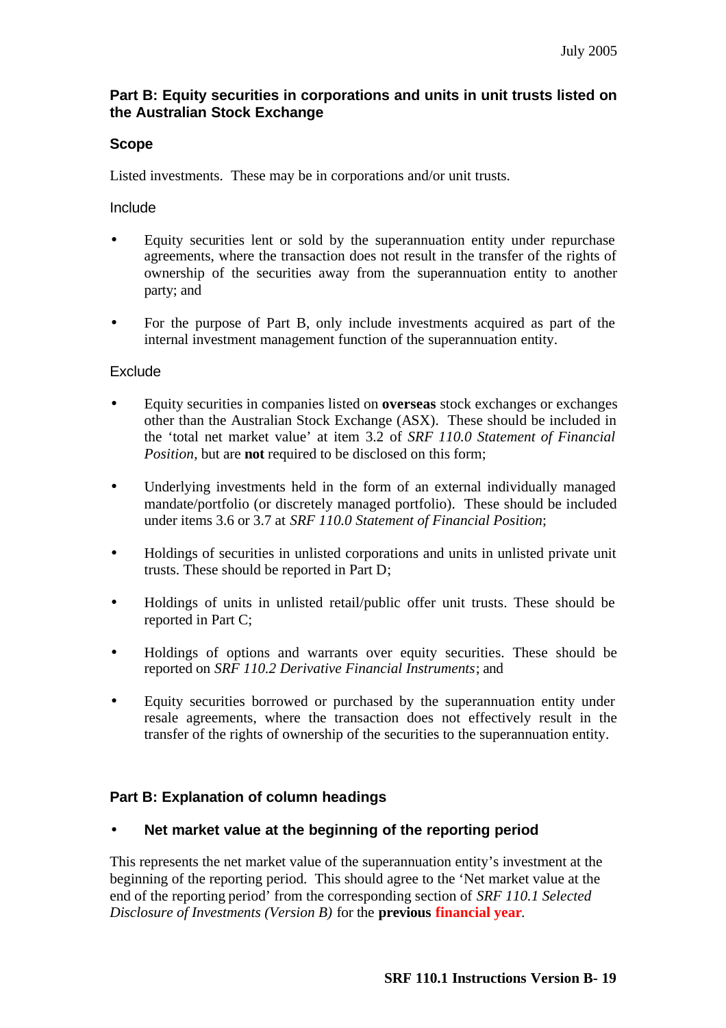## Part B: Equity securities in corporations and units in unit trusts listed on the Australian Stock Exchange

### Scope

Listed investments. These may be in corporations and/or unit trusts.

Include

- Equity securities lent or sold by the superannuation entity under repurchase agreements, where the transaction does not result in the transfer of the rights of ownership of the securities away from the superannuation entity to another party; and
- For the purpose of Part B, only include investments acquired as part of the internal investment management function of the superannuation entity.

Exclude

- Equity securities in companies listed on **overseas** stock exchanges or exchanges other than the Australian Stock Exchange (ASX). These should be included in the 'total net market value' at item 3.2 of *SRF 110.0 Statement of Financial Position*, but are **not** required to be disclosed on this form;
- Underlying investments held in the form of an external individually managed mandate/portfolio (or discretely managed portfolio). These should be included under items 3.6 or 3.7 at *SRF 110.0 Statement of Financial Position*;
- Holdings of securities in unlisted corporations and units in unlisted private unit trusts. These should be reported in Part D;
- Holdings of units in unlisted retail/public offer unit trusts. These should be reported in Part C;
- Holdings of options and warrants over equity securities. These should be reported on *SRF 110.2 Derivative Financial Instruments*; and
- Equity securities borrowed or purchased by the superannuation entity under resale agreements, where the transaction does not effectively result in the transfer of the rights of ownership of the securities to the superannuation entity.

## Part B: Explanation of column headings

- **Net market value at the beginning of the reporting period**

This represents the net market value of the superannuation entity's investment at the beginning of the reporting period. This should agree to the 'Net market value at the end of the reporting period' from the corresponding section of *SRF 110.1 Selected Disclosure of Investments (Version B)* for the **previous financial year**.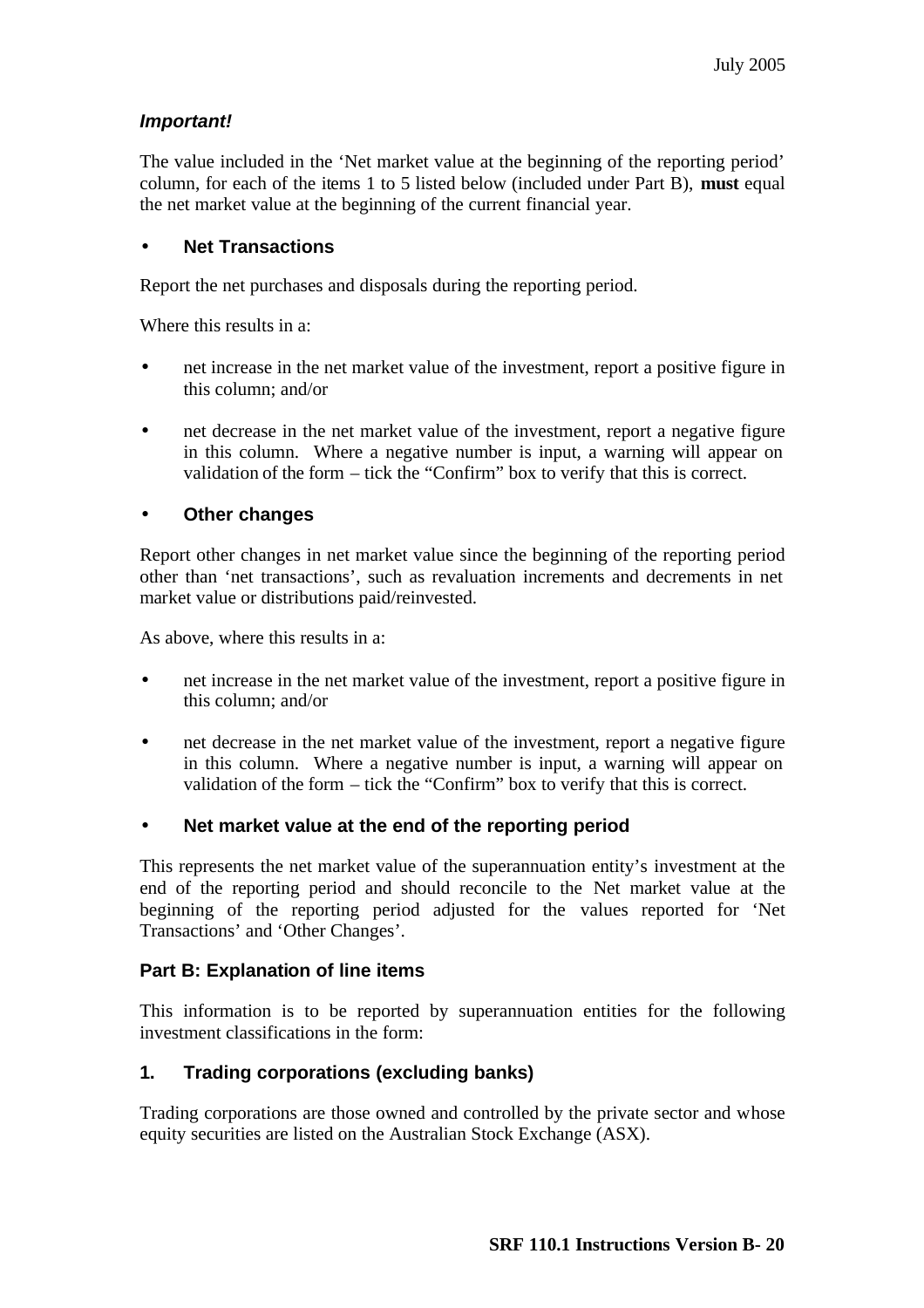***Important!***

The value included in the 'Net market value at the beginning of the reporting period' column, for each of the items 1 to 5 listed below (included under Part B), **must** equal the net market value at the beginning of the current financial year.

- **Net Transactions**

Report the net purchases and disposals during the reporting period.

Where this results in a:

- net increase in the net market value of the investment, report a positive figure in this column; and/or
- net decrease in the net market value of the investment, report a negative figure in this column. Where a negative number is input, a warning will appear on validation of the form – tick the "Confirm" box to verify that this is correct.

- **Other changes**

Report other changes in net market value since the beginning of the reporting period other than 'net transactions', such as revaluation increments and decrements in net market value or distributions paid/reinvested.

As above, where this results in a:

- net increase in the net market value of the investment, report a positive figure in this column; and/or
- net decrease in the net market value of the investment, report a negative figure in this column. Where a negative number is input, a warning will appear on validation of the form – tick the "Confirm" box to verify that this is correct.

- **Net market value at the end of the reporting period**

This represents the net market value of the superannuation entity's investment at the end of the reporting period and should reconcile to the Net market value at the beginning of the reporting period adjusted for the values reported for 'Net Transactions' and 'Other Changes'.

### Part B: Explanation of line items

This information is to be reported by superannuation entities for the following investment classifications in the form:

### 1. Trading corporations (excluding banks)

Trading corporations are those owned and controlled by the private sector and whose equity securities are listed on the Australian Stock Exchange (ASX).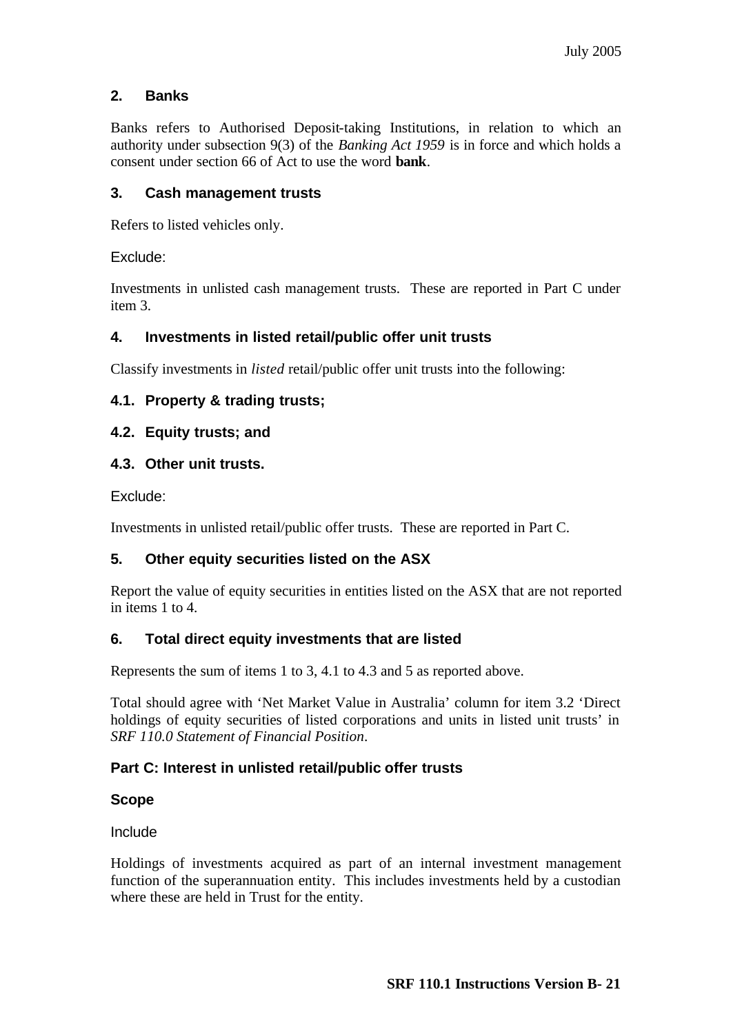## 2. Banks

Banks refers to Authorised Deposit-taking Institutions, in relation to which an authority under subsection 9(3) of the *Banking Act 1959* is in force and which holds a consent under section 66 of Act to use the word **bank**.

## 3. Cash management trusts

Refers to listed vehicles only.

Exclude:

Investments in unlisted cash management trusts. These are reported in Part C under item 3.

## 4. Investments in listed retail/public offer unit trusts

Classify investments in *listed* retail/public offer unit trusts into the following:

### 4.1. Property & trading trusts;

### 4.2. Equity trusts; and

### 4.3. Other unit trusts.

Exclude:

Investments in unlisted retail/public offer trusts. These are reported in Part C.

## 5. Other equity securities listed on the ASX

Report the value of equity securities in entities listed on the ASX that are not reported in items 1 to 4.

## 6. Total direct equity investments that are listed

Represents the sum of items 1 to 3, 4.1 to 4.3 and 5 as reported above.

Total should agree with 'Net Market Value in Australia' column for item 3.2 'Direct holdings of equity securities of listed corporations and units in listed unit trusts' in *SRF 110.0 Statement of Financial Position*.

## Part C: Interest in unlisted retail/public offer trusts

### Scope

Include

Holdings of investments acquired as part of an internal investment management function of the superannuation entity. This includes investments held by a custodian where these are held in Trust for the entity.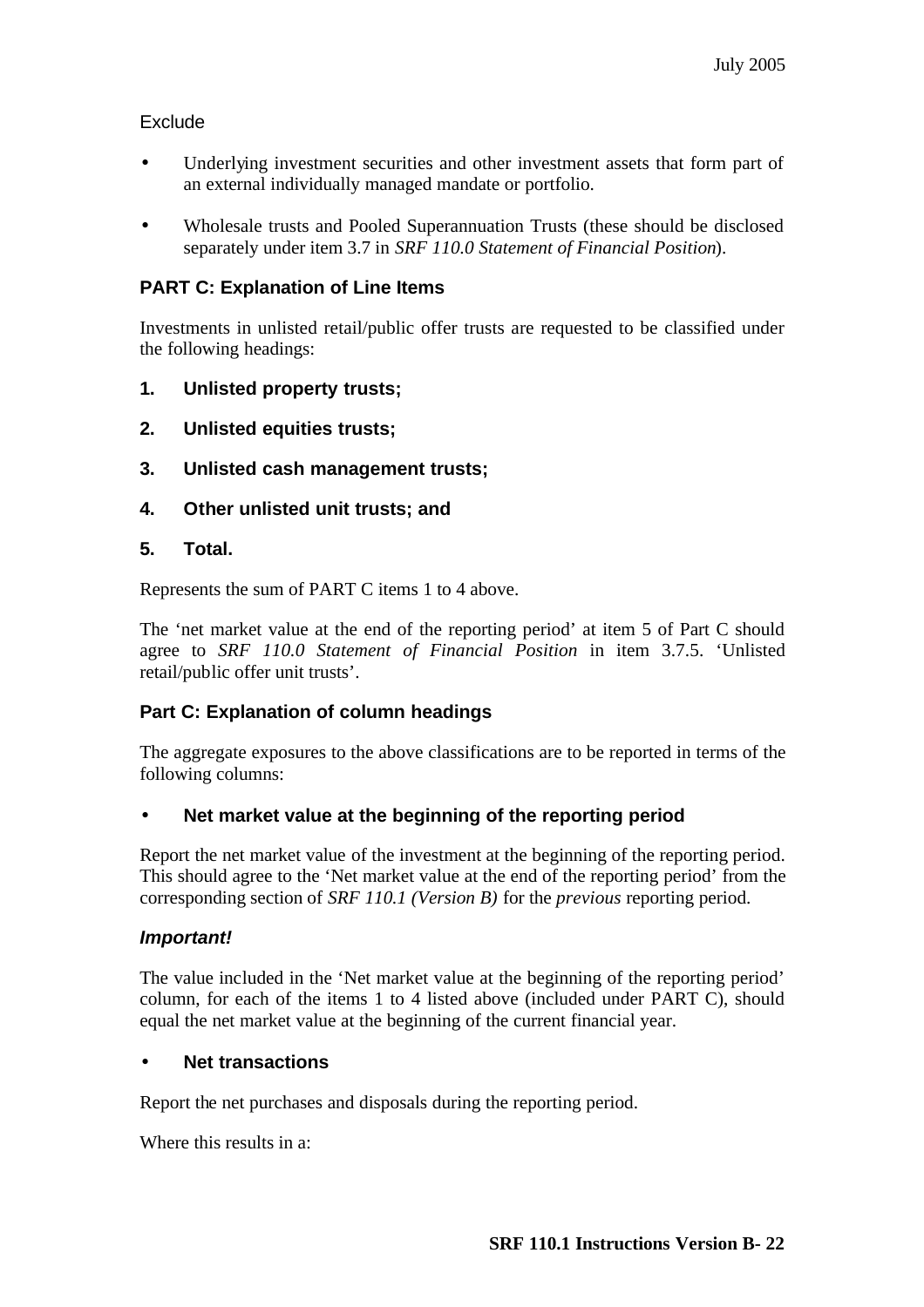Exclude

- Underlying investment securities and other investment assets that form part of an external individually managed mandate or portfolio.
- Wholesale trusts and Pooled Superannuation Trusts (these should be disclosed separately under item 3.7 in *SRF 110.0 Statement of Financial Position*).

### PART C: Explanation of Line Items

Investments in unlisted retail/public offer trusts are requested to be classified under the following headings:

**1. Unlisted property trusts;**

**2. Unlisted equities trusts;**

**3. Unlisted cash management trusts;**

**4. Other unlisted unit trusts; and**

**5. Total.**

Represents the sum of PART C items 1 to 4 above.

The 'net market value at the end of the reporting period' at item 5 of Part C should agree to *SRF 110.0 Statement of Financial Position* in item 3.7.5. 'Unlisted retail/public offer unit trusts'.

### Part C: Explanation of column headings

The aggregate exposures to the above classifications are to be reported in terms of the following columns:

- **Net market value at the beginning of the reporting period**

Report the net market value of the investment at the beginning of the reporting period. This should agree to the 'Net market value at the end of the reporting period' from the corresponding section of *SRF 110.1 (Version B)* for the *previous* reporting period.

***Important!***

The value included in the 'Net market value at the beginning of the reporting period' column, for each of the items 1 to 4 listed above (included under PART C), should equal the net market value at the beginning of the current financial year.

- **Net transactions**

Report the net purchases and disposals during the reporting period.

Where this results in a: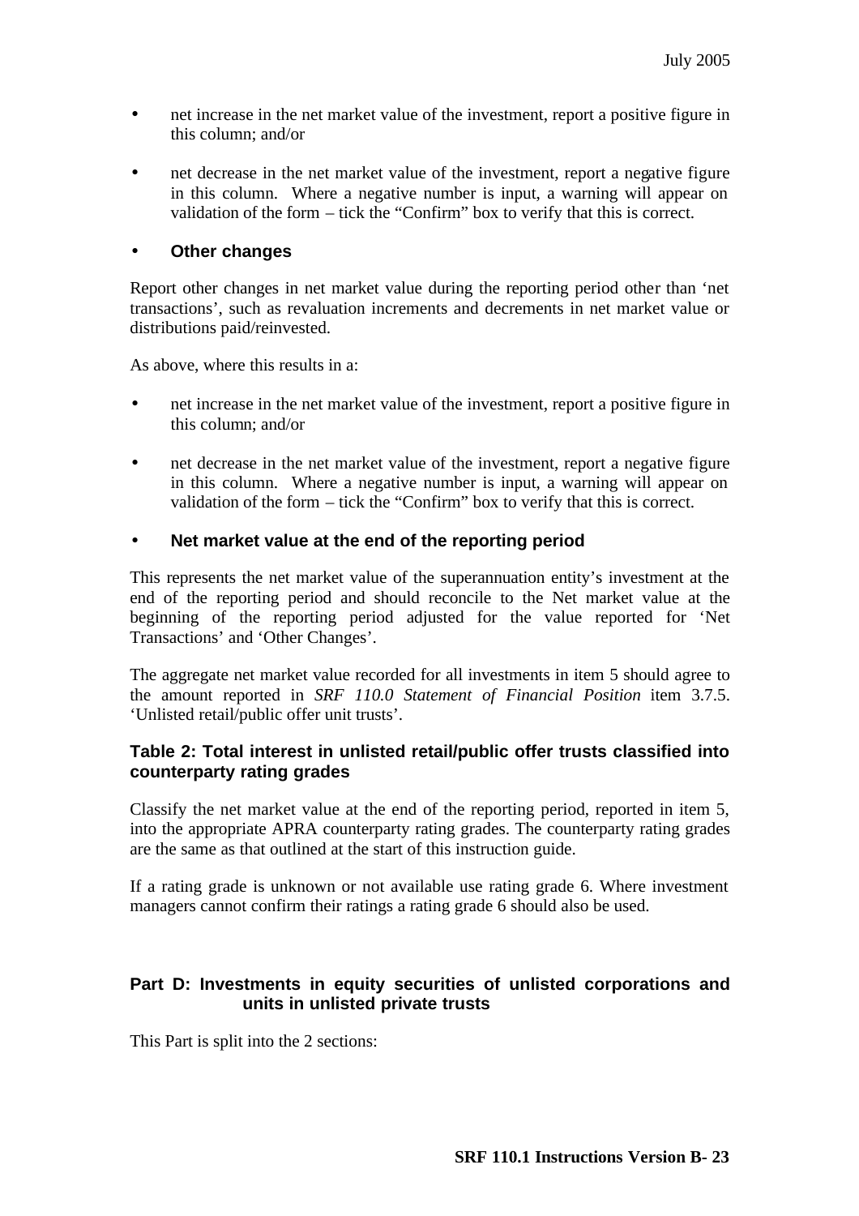- net increase in the net market value of the investment, report a positive figure in this column; and/or
- net decrease in the net market value of the investment, report a negative figure in this column. Where a negative number is input, a warning will appear on validation of the form – tick the "Confirm" box to verify that this is correct.

- **Other changes**

Report other changes in net market value during the reporting period other than 'net transactions', such as revaluation increments and decrements in net market value or distributions paid/reinvested.

As above, where this results in a:

- net increase in the net market value of the investment, report a positive figure in this column; and/or
- net decrease in the net market value of the investment, report a negative figure in this column. Where a negative number is input, a warning will appear on validation of the form – tick the "Confirm" box to verify that this is correct.

- **Net market value at the end of the reporting period**

This represents the net market value of the superannuation entity's investment at the end of the reporting period and should reconcile to the Net market value at the beginning of the reporting period adjusted for the value reported for 'Net Transactions' and 'Other Changes'.

The aggregate net market value recorded for all investments in item 5 should agree to the amount reported in *SRF 110.0 Statement of Financial Position* item 3.7.5. 'Unlisted retail/public offer unit trusts'.

### Table 2: Total interest in unlisted retail/public offer trusts classified into counterparty rating grades

Classify the net market value at the end of the reporting period, reported in item 5, into the appropriate APRA counterparty rating grades. The counterparty rating grades are the same as that outlined at the start of this instruction guide.

If a rating grade is unknown or not available use rating grade 6. Where investment managers cannot confirm their ratings a rating grade 6 should also be used.

### Part D: Investments in equity securities of unlisted corporations and units in unlisted private trusts

This Part is split into the 2 sections: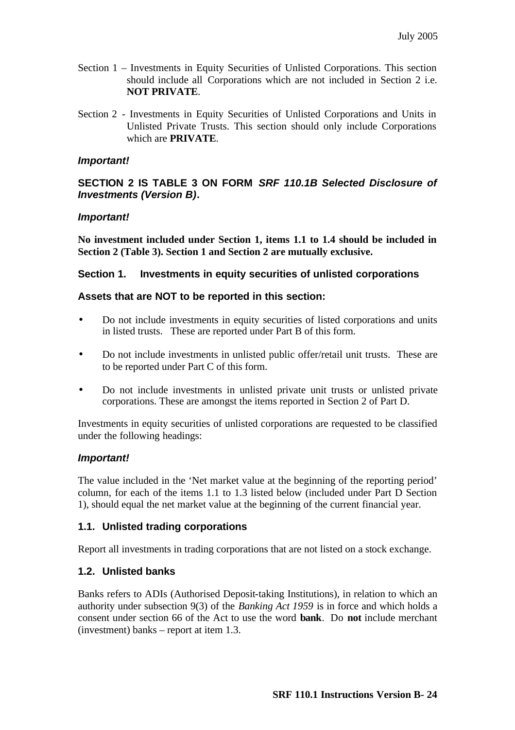Section 1 – Investments in Equity Securities of Unlisted Corporations. This section should include all Corporations which are not included in Section 2 i.e. **NOT PRIVATE**.

Section 2 - Investments in Equity Securities of Unlisted Corporations and Units in Unlisted Private Trusts. This section should only include Corporations which are **PRIVATE**.

***Important!***

**SECTION 2 IS TABLE 3 ON FORM *SRF 110.1B Selected Disclosure of Investments (Version B)*.**

***Important!***

**No investment included under Section 1, items 1.1 to 1.4 should be included in Section 2 (Table 3). Section 1 and Section 2 are mutually exclusive.**

### Section 1. Investments in equity securities of unlisted corporations

**Assets that are NOT to be reported in this section:**

- Do not include investments in equity securities of listed corporations and units in listed trusts. These are reported under Part B of this form.
- Do not include investments in unlisted public offer/retail unit trusts. These are to be reported under Part C of this form.
- Do not include investments in unlisted private unit trusts or unlisted private corporations. These are amongst the items reported in Section 2 of Part D.

Investments in equity securities of unlisted corporations are requested to be classified under the following headings:

***Important!***

The value included in the 'Net market value at the beginning of the reporting period' column, for each of the items 1.1 to 1.3 listed below (included under Part D Section 1), should equal the net market value at the beginning of the current financial year.

#### 1.1. Unlisted trading corporations

Report all investments in trading corporations that are not listed on a stock exchange.

#### 1.2. Unlisted banks

Banks refers to ADIs (Authorised Deposit-taking Institutions), in relation to which an authority under subsection 9(3) of the *Banking Act 1959* is in force and which holds a consent under section 66 of the Act to use the word **bank**. Do **not** include merchant (investment) banks – report at item 1.3.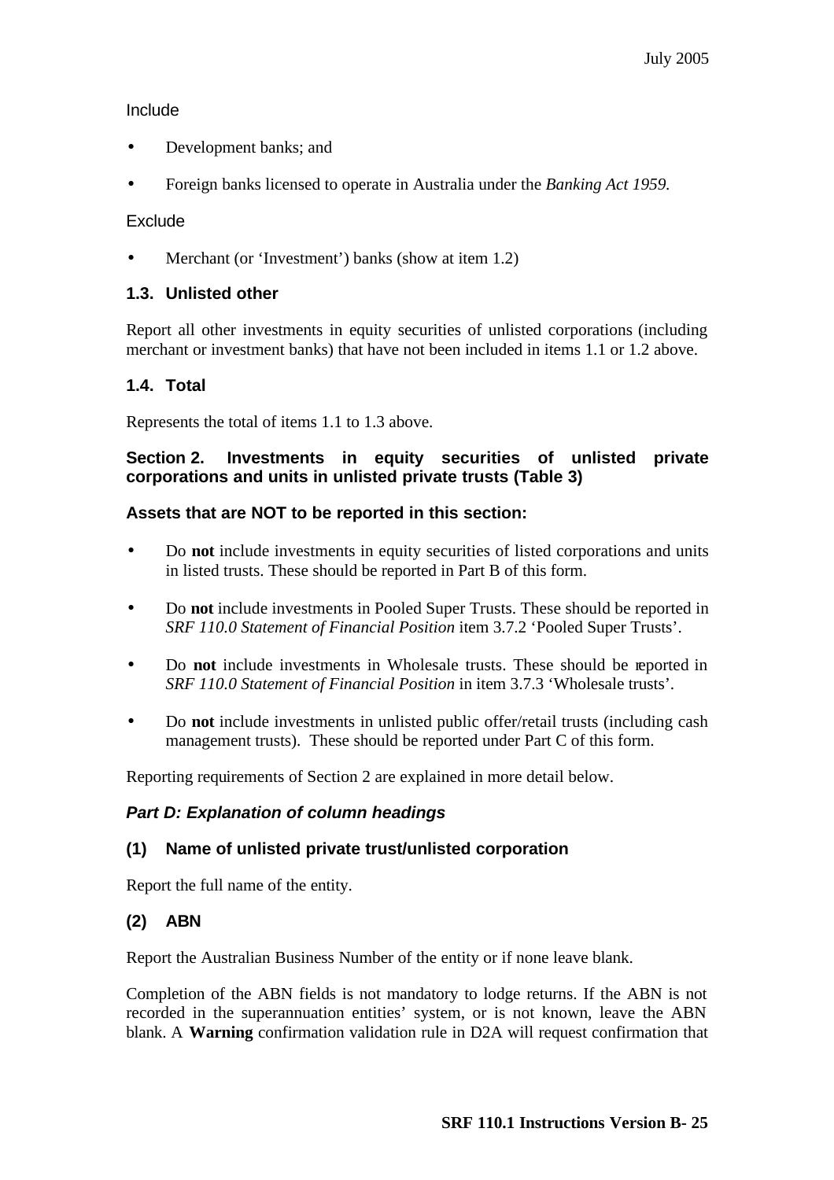Include

- Development banks; and
- Foreign banks licensed to operate in Australia under the *Banking Act 1959*.

Exclude

- Merchant (or 'Investment') banks (show at item 1.2)

### 1.3. Unlisted other

Report all other investments in equity securities of unlisted corporations (including merchant or investment banks) that have not been included in items 1.1 or 1.2 above.

### 1.4. Total

Represents the total of items 1.1 to 1.3 above.

### Section 2. Investments in equity securities of unlisted private corporations and units in unlisted private trusts (Table 3)

**Assets that are NOT to be reported in this section:**

- Do **not** include investments in equity securities of listed corporations and units in listed trusts. These should be reported in Part B of this form.
- Do **not** include investments in Pooled Super Trusts. These should be reported in *SRF 110.0 Statement of Financial Position* item 3.7.2 'Pooled Super Trusts'.
- Do **not** include investments in Wholesale trusts. These should be reported in *SRF 110.0 Statement of Financial Position* in item 3.7.3 'Wholesale trusts'.
- Do **not** include investments in unlisted public offer/retail trusts (including cash management trusts). These should be reported under Part C of this form.

Reporting requirements of Section 2 are explained in more detail below.

### *Part D: Explanation of column headings*

### (1) Name of unlisted private trust/unlisted corporation

Report the full name of the entity.

### (2) ABN

Report the Australian Business Number of the entity or if none leave blank.

Completion of the ABN fields is not mandatory to lodge returns. If the ABN is not recorded in the superannuation entities' system, or is not known, leave the ABN blank. A **Warning** confirmation validation rule in D2A will request confirmation that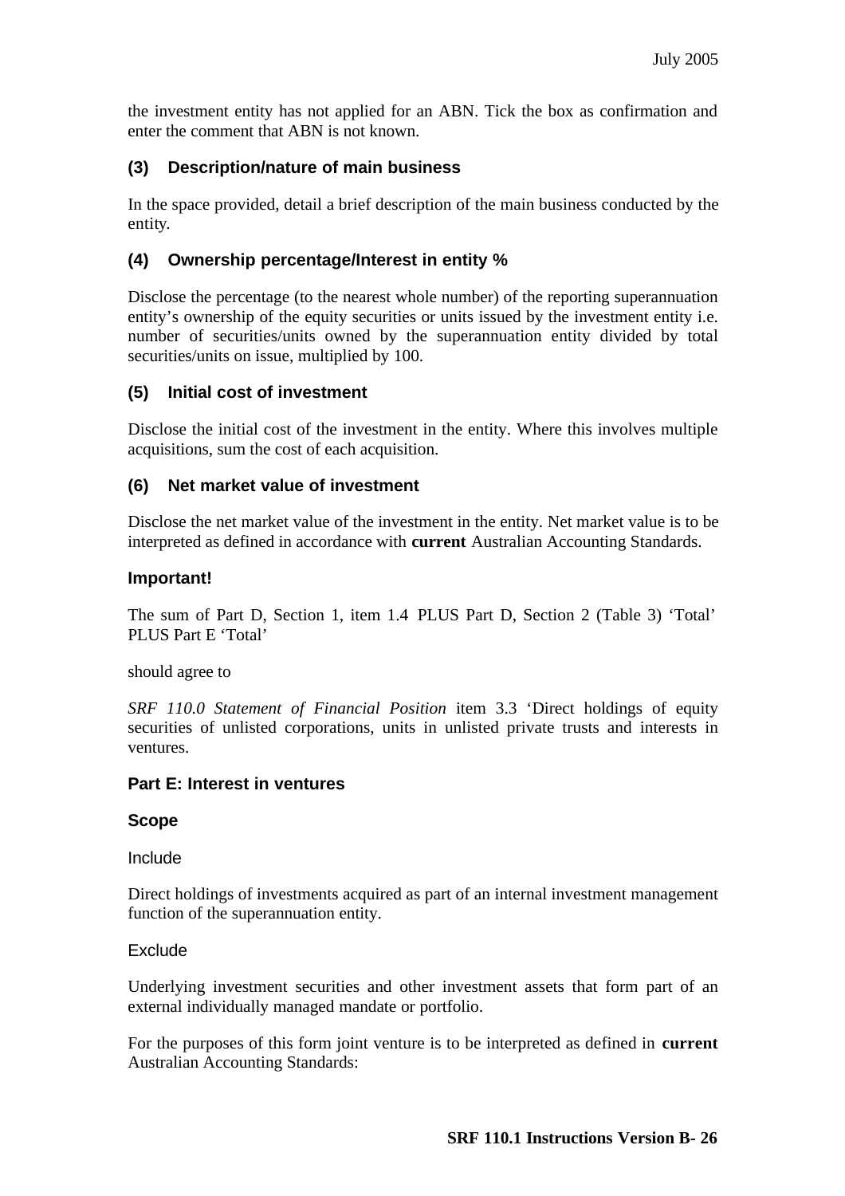the investment entity has not applied for an ABN. Tick the box as confirmation and enter the comment that ABN is not known.

### (3) Description/nature of main business

In the space provided, detail a brief description of the main business conducted by the entity.

### (4) Ownership percentage/Interest in entity %

Disclose the percentage (to the nearest whole number) of the reporting superannuation entity's ownership of the equity securities or units issued by the investment entity i.e. number of securities/units owned by the superannuation entity divided by total securities/units on issue, multiplied by 100.

### (5) Initial cost of investment

Disclose the initial cost of the investment in the entity. Where this involves multiple acquisitions, sum the cost of each acquisition.

### (6) Net market value of investment

Disclose the net market value of the investment in the entity. Net market value is to be interpreted as defined in accordance with **current** Australian Accounting Standards.

### Important!

The sum of Part D, Section 1, item 1.4 PLUS Part D, Section 2 (Table 3) 'Total' PLUS Part E 'Total'

should agree to

*SRF 110.0 Statement of Financial Position* item 3.3 'Direct holdings of equity securities of unlisted corporations, units in unlisted private trusts and interests in ventures.

## Part E: Interest in ventures

### Scope

Include

Direct holdings of investments acquired as part of an internal investment management function of the superannuation entity.

Exclude

Underlying investment securities and other investment assets that form part of an external individually managed mandate or portfolio.

For the purposes of this form joint venture is to be interpreted as defined in **current** Australian Accounting Standards: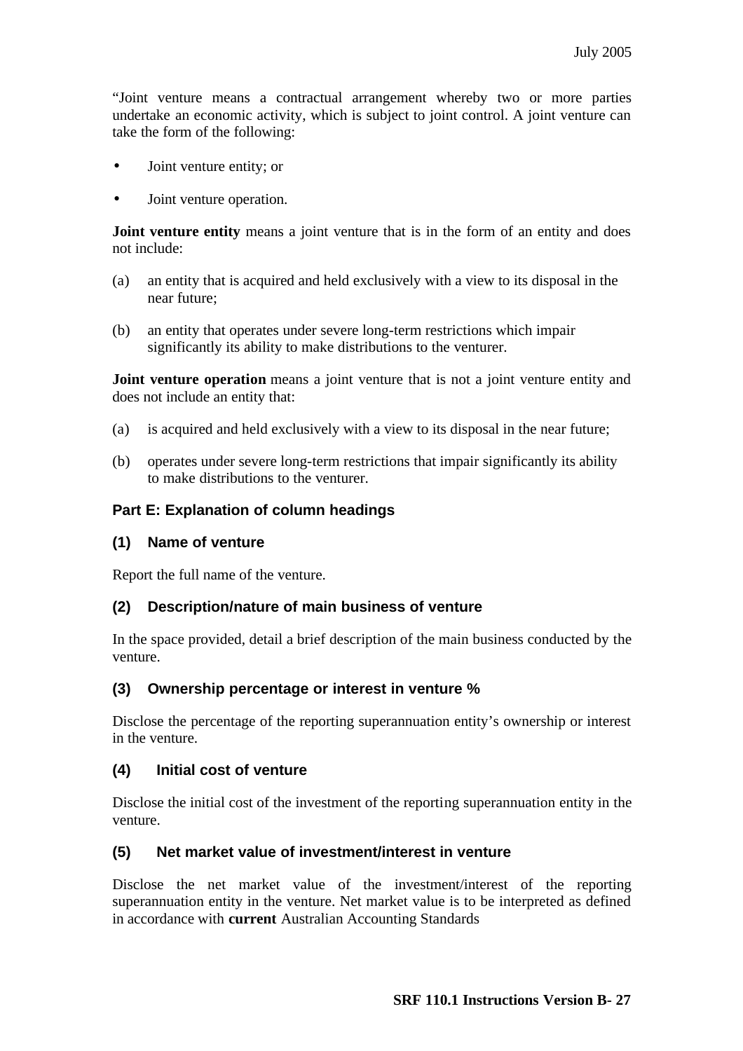“Joint venture means a contractual arrangement whereby two or more parties undertake an economic activity, which is subject to joint control. A joint venture can take the form of the following:

- Joint venture entity; or
- Joint venture operation.

**Joint venture entity** means a joint venture that is in the form of an entity and does not include:

(a) an entity that is acquired and held exclusively with a view to its disposal in the near future;

(b) an entity that operates under severe long-term restrictions which impair significantly its ability to make distributions to the venturer.

**Joint venture operation** means a joint venture that is not a joint venture entity and does not include an entity that:

(a) is acquired and held exclusively with a view to its disposal in the near future;

(b) operates under severe long-term restrictions that impair significantly its ability to make distributions to the venturer.

### Part E: Explanation of column headings

#### (1) Name of venture

Report the full name of the venture.

#### (2) Description/nature of main business of venture

In the space provided, detail a brief description of the main business conducted by the venture.

#### (3) Ownership percentage or interest in venture %

Disclose the percentage of the reporting superannuation entity’s ownership or interest in the venture.

#### (4) Initial cost of venture

Disclose the initial cost of the investment of the reporting superannuation entity in the venture.

#### (5) Net market value of investment/interest in venture

Disclose the net market value of the investment/interest of the reporting superannuation entity in the venture. Net market value is to be interpreted as defined in accordance with **current** Australian Accounting Standards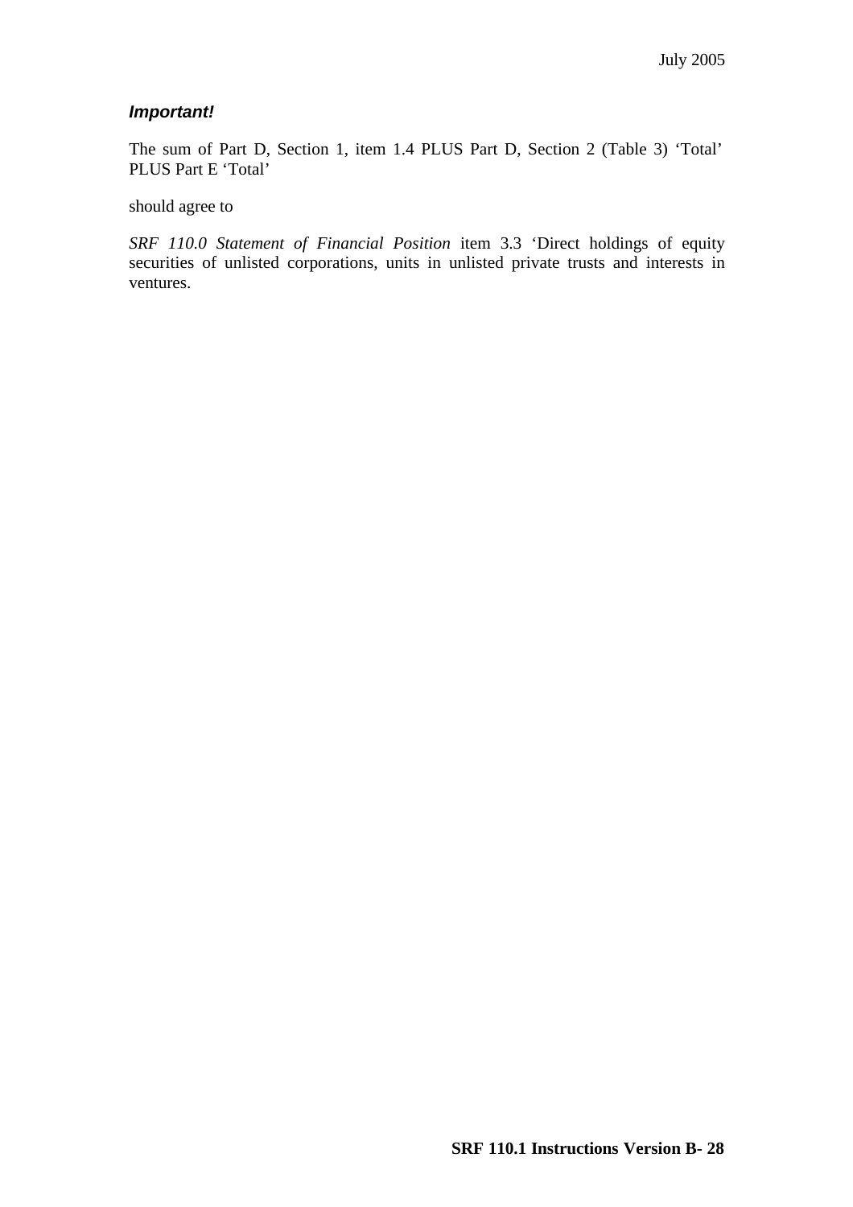***Important!***

The sum of Part D, Section 1, item 1.4 PLUS Part D, Section 2 (Table 3) 'Total' PLUS Part E 'Total'

should agree to

*SRF 110.0 Statement of Financial Position* item 3.3 'Direct holdings of equity securities of unlisted corporations, units in unlisted private trusts and interests in ventures.